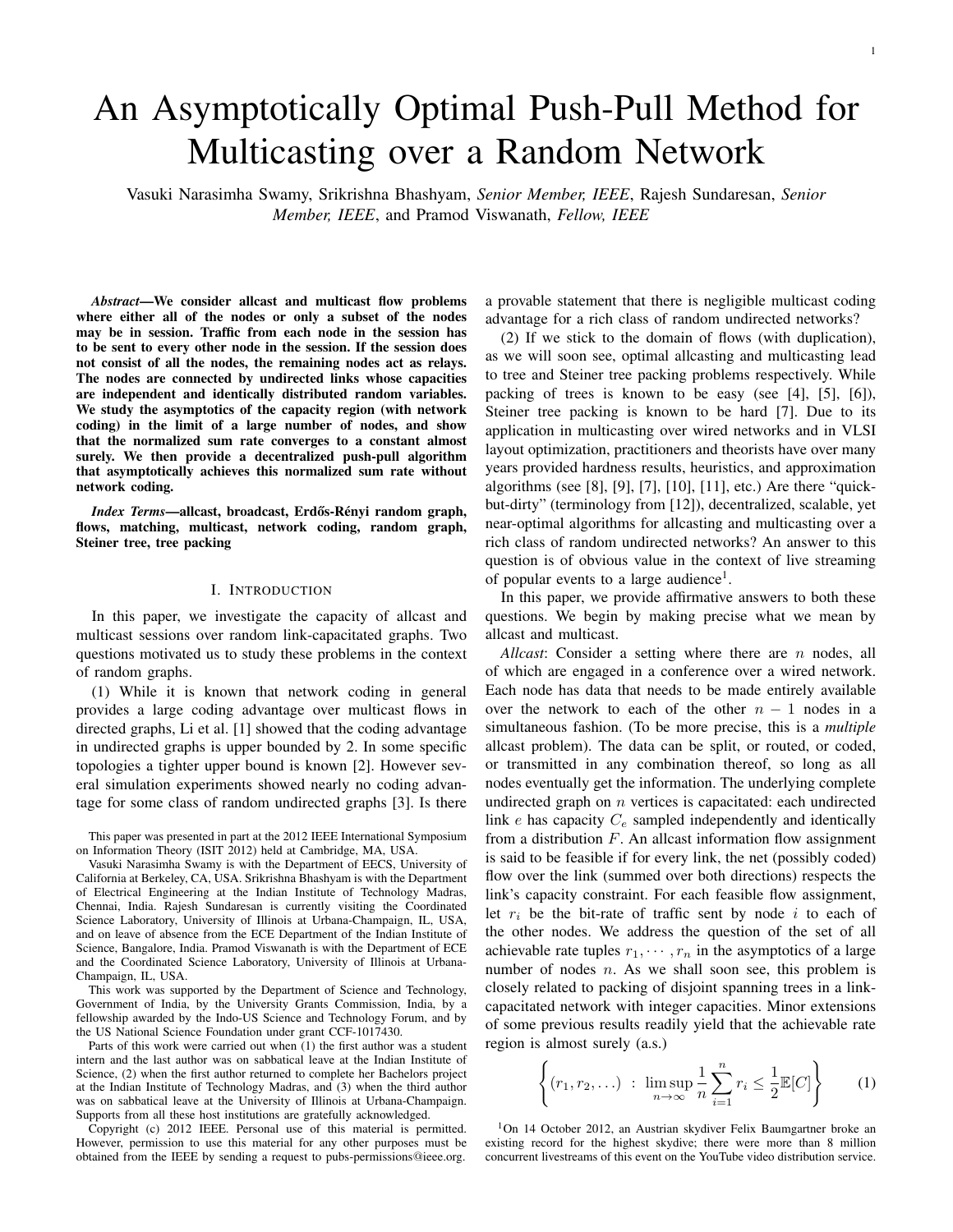# An Asymptotically Optimal Push-Pull Method for Multicasting over a Random Network

Vasuki Narasimha Swamy, Srikrishna Bhashyam, *Senior Member, IEEE*, Rajesh Sundaresan, *Senior Member, IEEE*, and Pramod Viswanath, *Fellow, IEEE*

***Abstract*—We consider allcast and multicast flow problems where either all of the nodes or only a subset of the nodes may be in session. Traffic from each node in the session has to be sent to every other node in the session. If the session does not consist of all the nodes, the remaining nodes act as relays. The nodes are connected by undirected links whose capacities are independent and identically distributed random variables. We study the asymptotics of the capacity region (with network coding) in the limit of a large number of nodes, and show that the normalized sum rate converges to a constant almost surely. We then provide a decentralized push-pull algorithm that asymptotically achieves this normalized sum rate without network coding.**

***Index Terms*—allcast, broadcast, Erdős-Rényi random graph, flows, matching, multicast, network coding, random graph, Steiner tree, tree packing**

## I. Introduction

In this paper, we investigate the capacity of allcast and multicast sessions over random link-capacitated graphs. Two questions motivated us to study these problems in the context of random graphs.

(1) While it is known that network coding in general provides a large coding advantage over multicast flows in directed graphs, Li et al. [1] showed that the coding advantage in undirected graphs is upper bounded by 2. In some specific topologies a tighter upper bound is known [2]. However several simulation experiments showed nearly no coding advantage for some class of random undirected graphs [3]. Is there a provable statement that there is negligible multicast coding advantage for a rich class of random undirected networks?

(2) If we stick to the domain of flows (with duplication), as we will soon see, optimal allcasting and multicasting lead to tree and Steiner tree packing problems respectively. While packing of trees is known to be easy (see [4], [5], [6]), Steiner tree packing is known to be hard [7]. Due to its application in multicasting over wired networks and in VLSI layout optimization, practitioners and theorists have over many years provided hardness results, heuristics, and approximation algorithms (see [8], [9], [7], [10], [11], etc.) Are there "quick-but-dirty" (terminology from [12]), decentralized, scalable, yet near-optimal algorithms for allcasting and multicasting over a rich class of random undirected networks? An answer to this question is of obvious value in the context of live streaming of popular events to a large audience[1].

In this paper, we provide affirmative answers to both these questions. We begin by making precise what we mean by allcast and multicast.

*Allcast*: Consider a setting where there are $n$ nodes, all of which are engaged in a conference over a wired network. Each node has data that needs to be made entirely available over the network to each of the other $n-1$ nodes in a simultaneous fashion. (To be more precise, this is a *multiple* allcast problem). The data can be split, or routed, or coded, or transmitted in any combination thereof, so long as all nodes eventually get the information. The underlying complete undirected graph on $n$ vertices is capacitated: each undirected link $e$ has capacity $C_e$ sampled independently and identically from a distribution $F$. An allcast information flow assignment is said to be feasible if for every link, the net (possibly coded) flow over the link (summed over both directions) respects the link's capacity constraint. For each feasible flow assignment, let $r_i$ be the bit-rate of traffic sent by node $i$ to each of the other nodes. We address the question of the set of all achievable rate tuples $r_1, \cdots, r_n$ in the asymptotics of a large number of nodes $n$. As we shall soon see, this problem is closely related to packing of disjoint spanning trees in a link-capacitated network with integer capacities. Minor extensions of some previous results readily yield that the achievable rate region is almost surely (a.s.)

$$\left\{ (r_1, r_2, \ldots) \; : \; \limsup_{n \to \infty} \frac{1}{n} \sum_{i=1}^{n} r_i \leq \frac{1}{2} \mathbb{E}[C] \right\} \qquad (1)$$

This paper was presented in part at the 2012 IEEE International Symposium on Information Theory (ISIT 2012) held at Cambridge, MA, USA.

Vasuki Narasimha Swamy is with the Department of EECS, University of California at Berkeley, CA, USA. Srikrishna Bhashyam is with the Department of Electrical Engineering at the Indian Institute of Technology Madras, Chennai, India. Rajesh Sundaresan is currently visiting the Coordinated Science Laboratory, University of Illinois at Urbana-Champaign, IL, USA, and on leave of absence from the ECE Department of the Indian Institute of Science, Bangalore, India. Pramod Viswanath is with the Department of ECE and the Coordinated Science Laboratory, University of Illinois at Urbana-Champaign, IL, USA.

This work was supported by the Department of Science and Technology, Government of India, by the University Grants Commission, India, by a fellowship awarded by the Indo-US Science and Technology Forum, and by the US National Science Foundation under grant CCF-1017430.

Parts of this work were carried out when (1) the first author was a student intern and the last author was on sabbatical leave at the Indian Institute of Science, (2) when the first author returned to complete her Bachelors project at the Indian Institute of Technology Madras, and (3) when the third author was on sabbatical leave at the University of Illinois at Urbana-Champaign. Supports from all these host institutions are gratefully acknowledged.

Copyright (c) 2012 IEEE. Personal use of this material is permitted. However, permission to use this material for any other purposes must be obtained from the IEEE by sending a request to pubs-permissions@ieee.org.

[1] On 14 October 2012, an Austrian skydiver Felix Baumgartner broke an existing record for the highest skydive; there were more than 8 million concurrent livestreams of this event on the YouTube video distribution service.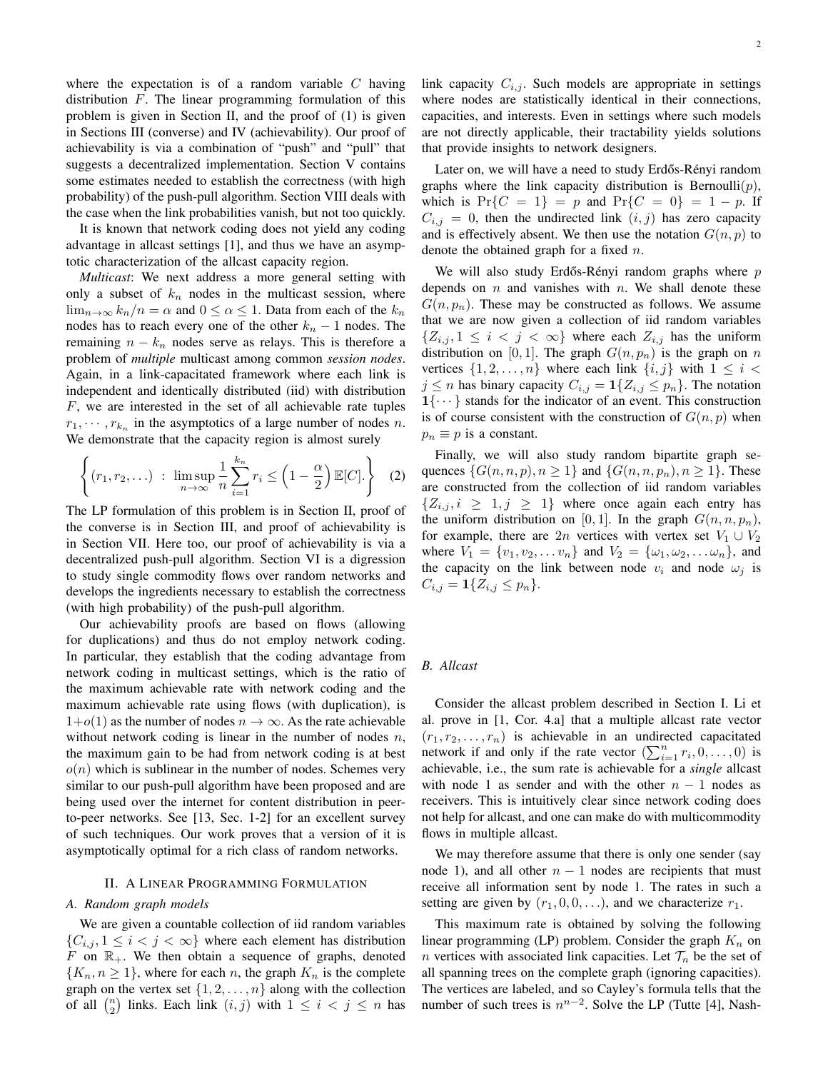where the expectation is of a random variable $C$ having distribution $F$. The linear programming formulation of this problem is given in Section II, and the proof of (1) is given in Sections III (converse) and IV (achievability). Our proof of achievability is via a combination of "push" and "pull" that suggests a decentralized implementation. Section V contains some estimates needed to establish the correctness (with high probability) of the push-pull algorithm. Section VIII deals with the case when the link probabilities vanish, but not too quickly.

It is known that network coding does not yield any coding advantage in allcast settings [1], and thus we have an asymptotic characterization of the allcast capacity region.

*Multicast*: We next address a more general setting with only a subset of $k_n$ nodes in the multicast session, where $\lim_{n\to\infty} k_n/n = \alpha$ and $0 \leq \alpha \leq 1$. Data from each of the $k_n$ nodes has to reach every one of the other $k_n - 1$ nodes. The remaining $n - k_n$ nodes serve as relays. This is therefore a problem of ***multiple*** multicast among common ***session nodes***. Again, in a link-capacitated framework where each link is independent and identically distributed (iid) with distribution $F$, we are interested in the set of all achievable rate tuples $r_1, \cdots, r_{k_n}$ in the asymptotics of a large number of nodes $n$. We demonstrate that the capacity region is almost surely

$$\left\{ (r_1, r_2, \ldots) \;:\; \limsup_{n\to\infty} \frac{1}{n} \sum_{i=1}^{k_n} r_i \leq \left(1 - \frac{\alpha}{2}\right) \mathbb{E}[C]. \right\} \quad (2)$$

The LP formulation of this problem is in Section II, proof of the converse is in Section III, and proof of achievability is in Section VII. Here too, our proof of achievability is via a decentralized push-pull algorithm. Section VI is a digression to study single commodity flows over random networks and develops the ingredients necessary to establish the correctness (with high probability) of the push-pull algorithm.

Our achievability proofs are based on flows (allowing for duplications) and thus do not employ network coding. In particular, they establish that the coding advantage from network coding in multicast settings, which is the ratio of the maximum achievable rate with network coding and the maximum achievable rate using flows (with duplication), is $1+o(1)$ as the number of nodes $n \to \infty$. As the rate achievable without network coding is linear in the number of nodes $n$, the maximum gain to be had from network coding is at best $o(n)$ which is sublinear in the number of nodes. Schemes very similar to our push-pull algorithm have been proposed and are being used over the internet for content distribution in peer-to-peer networks. See [13, Sec. 1-2] for an excellent survey of such techniques. Our work proves that a version of it is asymptotically optimal for a rich class of random networks.

## II. A Linear Programming Formulation

### A. Random graph models

We are given a countable collection of iid random variables $\{C_{i,j}, 1 \leq i < j < \infty\}$ where each element has distribution $F$ on $\mathbb{R}_+$. We then obtain a sequence of graphs, denoted $\{K_n, n \geq 1\}$, where for each $n$, the graph $K_n$ is the complete graph on the vertex set $\{1, 2, \ldots, n\}$ along with the collection of all $\binom{n}{2}$ links. Each link $(i,j)$ with $1 \leq i < j \leq n$ has link capacity $C_{i,j}$. Such models are appropriate in settings where nodes are statistically identical in their connections, capacities, and interests. Even in settings where such models are not directly applicable, their tractability yields solutions that provide insights to network designers.

Later on, we will have a need to study Erdős-Rényi random graphs where the link capacity distribution is Bernoulli($p$), which is $\Pr\{C = 1\} = p$ and $\Pr\{C = 0\} = 1 - p$. If $C_{i,j} = 0$, then the undirected link $(i,j)$ has zero capacity and is effectively absent. We then use the notation $G(n,p)$ to denote the obtained graph for a fixed $n$.

We will also study Erdős-Rényi random graphs where $p$ depends on $n$ and vanishes with $n$. We shall denote these $G(n, p_n)$. These may be constructed as follows. We assume that we are now given a collection of iid random variables $\{Z_{i,j}, 1 \leq i < j < \infty\}$ where each $Z_{i,j}$ has the uniform distribution on $[0,1]$. The graph $G(n, p_n)$ is the graph on $n$ vertices $\{1, 2, \ldots, n\}$ where each link $\{i,j\}$ with $1 \leq i < j \leq n$ has binary capacity $C_{i,j} = \mathbf{1}\{Z_{i,j} \leq p_n\}$. The notation $\mathbf{1}\{\cdots\}$ stands for the indicator of an event. This construction is of course consistent with the construction of $G(n,p)$ when $p_n \equiv p$ is a constant.

Finally, we will also study random bipartite graph sequences $\{G(n,n,p), n \geq 1\}$ and $\{G(n,n,p_n), n \geq 1\}$. These are constructed from the collection of iid random variables $\{Z_{i,j}, i \geq 1, j \geq 1\}$ where once again each entry has the uniform distribution on $[0,1]$. In the graph $G(n,n,p_n)$, for example, there are $2n$ vertices with vertex set $V_1 \cup V_2$ where $V_1 = \{v_1, v_2, \ldots v_n\}$ and $V_2 = \{\omega_1, \omega_2, \ldots \omega_n\}$, and the capacity on the link between node $v_i$ and node $\omega_j$ is $C_{i,j} = \mathbf{1}\{Z_{i,j} \leq p_n\}$.

### B. Allcast

Consider the allcast problem described in Section I. Li et al. prove in [1, Cor. 4.a] that a multiple allcast rate vector $(r_1, r_2, \ldots, r_n)$ is achievable in an undirected capacitated network if and only if the rate vector $(\sum_{i=1}^n r_i, 0, \ldots, 0)$ is achievable, i.e., the sum rate is achievable for a *single* allcast with node 1 as sender and with the other $n-1$ nodes as receivers. This is intuitively clear since network coding does not help for allcast, and one can make do with multicommodity flows in multiple allcast.

We may therefore assume that there is only one sender (say node 1), and all other $n-1$ nodes are recipients that must receive all information sent by node 1. The rates in such a setting are given by $(r_1, 0, 0, \ldots)$, and we characterize $r_1$.

This maximum rate is obtained by solving the following linear programming (LP) problem. Consider the graph $K_n$ on $n$ vertices with associated link capacities. Let $\mathcal{T}_n$ be the set of all spanning trees on the complete graph (ignoring capacities). The vertices are labeled, and so Cayley's formula tells that the number of such trees is $n^{n-2}$. Solve the LP (Tutte [4], Nash-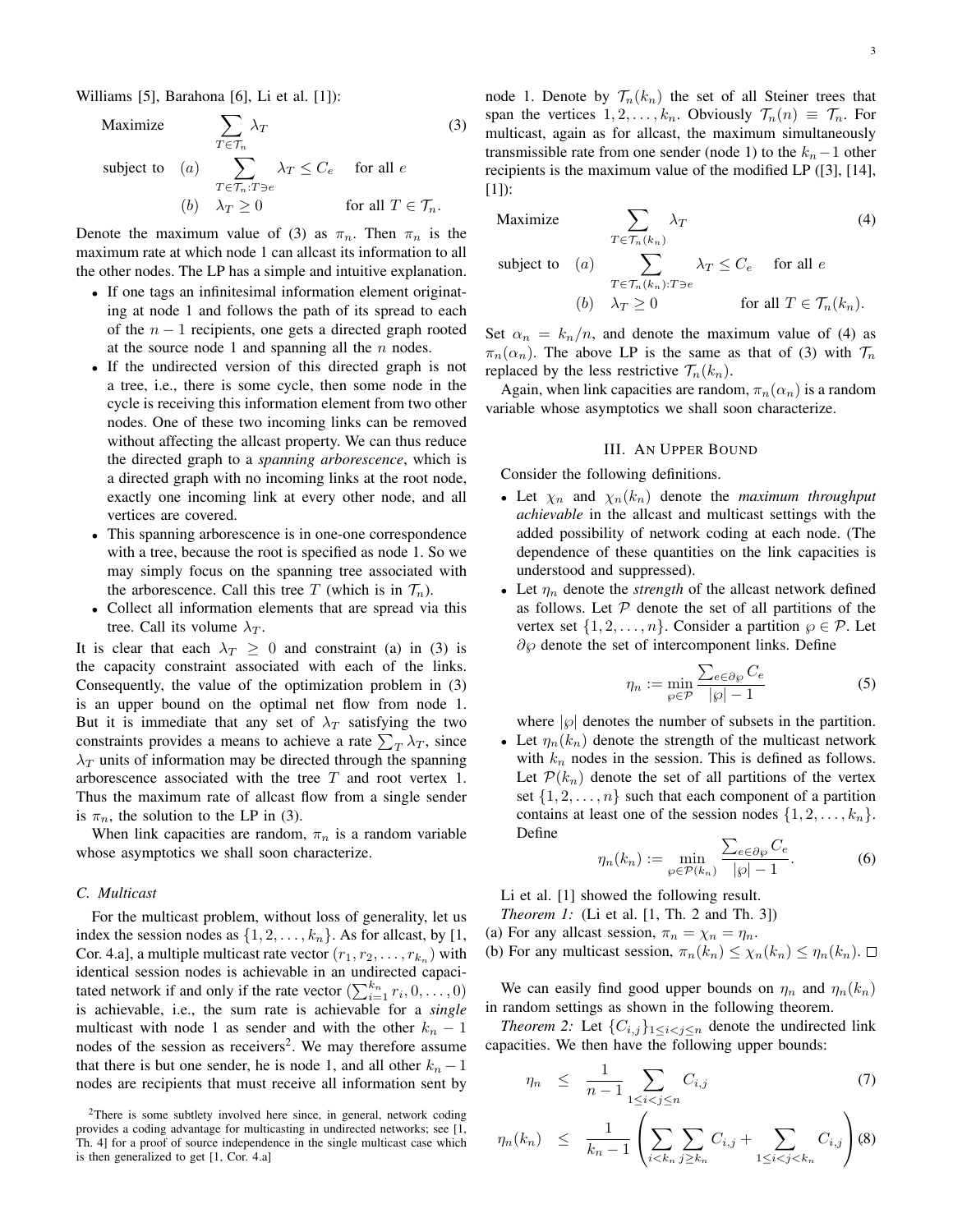Williams [5], Barahona [6], Li et al. [1]):

$$
\begin{aligned}
&\text{Maximize} && \sum_{T \in \mathcal{T}_n} \lambda_T && (3)\\
&\text{subject to} \quad (a) && \sum_{T \in \mathcal{T}_n : T \ni e} \lambda_T \le C_e && \text{for all } e\\
& \qquad\qquad (b) && \lambda_T \ge 0 && \text{for all } T \in \mathcal{T}_n.
\end{aligned}
$$

Denote the maximum value of (3) as $\pi_n$. Then $\pi_n$ is the maximum rate at which node 1 can allcast its information to all the other nodes. The LP has a simple and intuitive explanation.

- If one tags an infinitesimal information element originating at node 1 and follows the path of its spread to each of the $n-1$ recipients, one gets a directed graph rooted at the source node 1 and spanning all the $n$ nodes.
- If the undirected version of this directed graph is not a tree, i.e., there is some cycle, then some node in the cycle is receiving this information element from two other nodes. One of these two incoming links can be removed without affecting the allcast property. We can thus reduce the directed graph to a *spanning arborescence*, which is a directed graph with no incoming links at the root node, exactly one incoming link at every other node, and all vertices are covered.
- This spanning arborescence is in one-one correspondence with a tree, because the root is specified as node 1. So we may simply focus on the spanning tree associated with the arborescence. Call this tree $T$ (which is in $\mathcal{T}_n$).
- Collect all information elements that are spread via this tree. Call its volume $\lambda_T$.

It is clear that each $\lambda_T \ge 0$ and constraint (a) in (3) is the capacity constraint associated with each of the links. Consequently, the value of the optimization problem in (3) is an upper bound on the optimal net flow from node 1. But it is immediate that any set of $\lambda_T$ satisfying the two constraints provides a means to achieve a rate $\sum_T \lambda_T$, since $\lambda_T$ units of information may be directed through the spanning arborescence associated with the tree $T$ and root vertex 1. Thus the maximum rate of allcast flow from a single sender is $\pi_n$, the solution to the LP in (3).

When link capacities are random, $\pi_n$ is a random variable whose asymptotics we shall soon characterize.

### C. Multicast

For the multicast problem, without loss of generality, let us index the session nodes as $\{1, 2, \ldots, k_n\}$. As for allcast, by [1, Cor. 4.a], a multiple multicast rate vector $(r_1, r_2, \ldots, r_{k_n})$ with identical session nodes is achievable in an undirected capacitated network if and only if the rate vector $(\sum_{i=1}^{k_n} r_i, 0, \ldots, 0)$ is achievable, i.e., the sum rate is achievable for a *single* multicast with node 1 as sender and with the other $k_n - 1$ nodes of the session as receivers[2]. We may therefore assume that there is but one sender, he is node 1, and all other $k_n - 1$ nodes are recipients that must receive all information sent by node 1. Denote by $\mathcal{T}_n(k_n)$ the set of all Steiner trees that span the vertices $1, 2, \ldots, k_n$. Obviously $\mathcal{T}_n(n) \equiv \mathcal{T}_n$. For multicast, again as for allcast, the maximum simultaneously transmissible rate from one sender (node 1) to the $k_n - 1$ other recipients is the maximum value of the modified LP ([3], [14], [1]):

$$
\begin{aligned}
&\text{Maximize} && \sum_{T \in \mathcal{T}_n(k_n)} \lambda_T && (4)\\
&\text{subject to} \quad (a) && \sum_{T \in \mathcal{T}_n(k_n) : T \ni e} \lambda_T \le C_e && \text{for all } e\\
& \qquad\qquad (b) && \lambda_T \ge 0 && \text{for all } T \in \mathcal{T}_n(k_n).
\end{aligned}
$$

Set $\alpha_n = k_n/n$, and denote the maximum value of (4) as $\pi_n(\alpha_n)$. The above LP is the same as that of (3) with $\mathcal{T}_n$ replaced by the less restrictive $\mathcal{T}_n(k_n)$.

Again, when link capacities are random, $\pi_n(\alpha_n)$ is a random variable whose asymptotics we shall soon characterize.

[2] There is some subtlety involved here since, in general, network coding provides a coding advantage for multicasting in undirected networks; see [1, Th. 4] for a proof of source independence in the single multicast case which is then generalized to get [1, Cor. 4.a]

## III. An Upper Bound

Consider the following definitions.

- Let $\chi_n$ and $\chi_n(k_n)$ denote the *maximum throughput achievable* in the allcast and multicast settings with the added possibility of network coding at each node. (The dependence of these quantities on the link capacities is understood and suppressed).
- Let $\eta_n$ denote the *strength* of the allcast network defined as follows. Let $\mathcal{P}$ denote the set of all partitions of the vertex set $\{1, 2, \ldots, n\}$. Consider a partition $\wp \in \mathcal{P}$. Let $\partial\wp$ denote the set of intercomponent links. Define
$$\eta_n := \min_{\wp \in \mathcal{P}} \frac{\sum_{e \in \partial\wp} C_e}{|\wp| - 1} \tag{5}$$
where $|\wp|$ denotes the number of subsets in the partition.
- Let $\eta_n(k_n)$ denote the strength of the multicast network with $k_n$ nodes in the session. This is defined as follows. Let $\mathcal{P}(k_n)$ denote the set of all partitions of the vertex set $\{1, 2, \ldots, n\}$ such that each component of a partition contains at least one of the session nodes $\{1, 2, \ldots, k_n\}$. Define
$$\eta_n(k_n) := \min_{\wp \in \mathcal{P}(k_n)} \frac{\sum_{e \in \partial\wp} C_e}{|\wp| - 1}. \tag{6}$$

Li et al. [1] showed the following result.

*Theorem 1:* (Li et al. [1, Th. 2 and Th. 3])
(a) For any allcast session, $\pi_n = \chi_n = \eta_n$.
(b) For any multicast session, $\pi_n(k_n) \le \chi_n(k_n) \le \eta_n(k_n)$. □

We can easily find good upper bounds on $\eta_n$ and $\eta_n(k_n)$ in random settings as shown in the following theorem.

*Theorem 2:* Let $\{C_{i,j}\}_{1 \le i < j \le n}$ denote the undirected link capacities. We then have the following upper bounds:

$$\eta_n \le \frac{1}{n-1} \sum_{1 \le i < j \le n} C_{i,j} \tag{7}$$

$$\eta_n(k_n) \le \frac{1}{k_n - 1} \left( \sum_{i < k_n} \sum_{j \ge k_n} C_{i,j} + \sum_{1 \le i < j < k_n} C_{i,j} \right) \tag{8}$$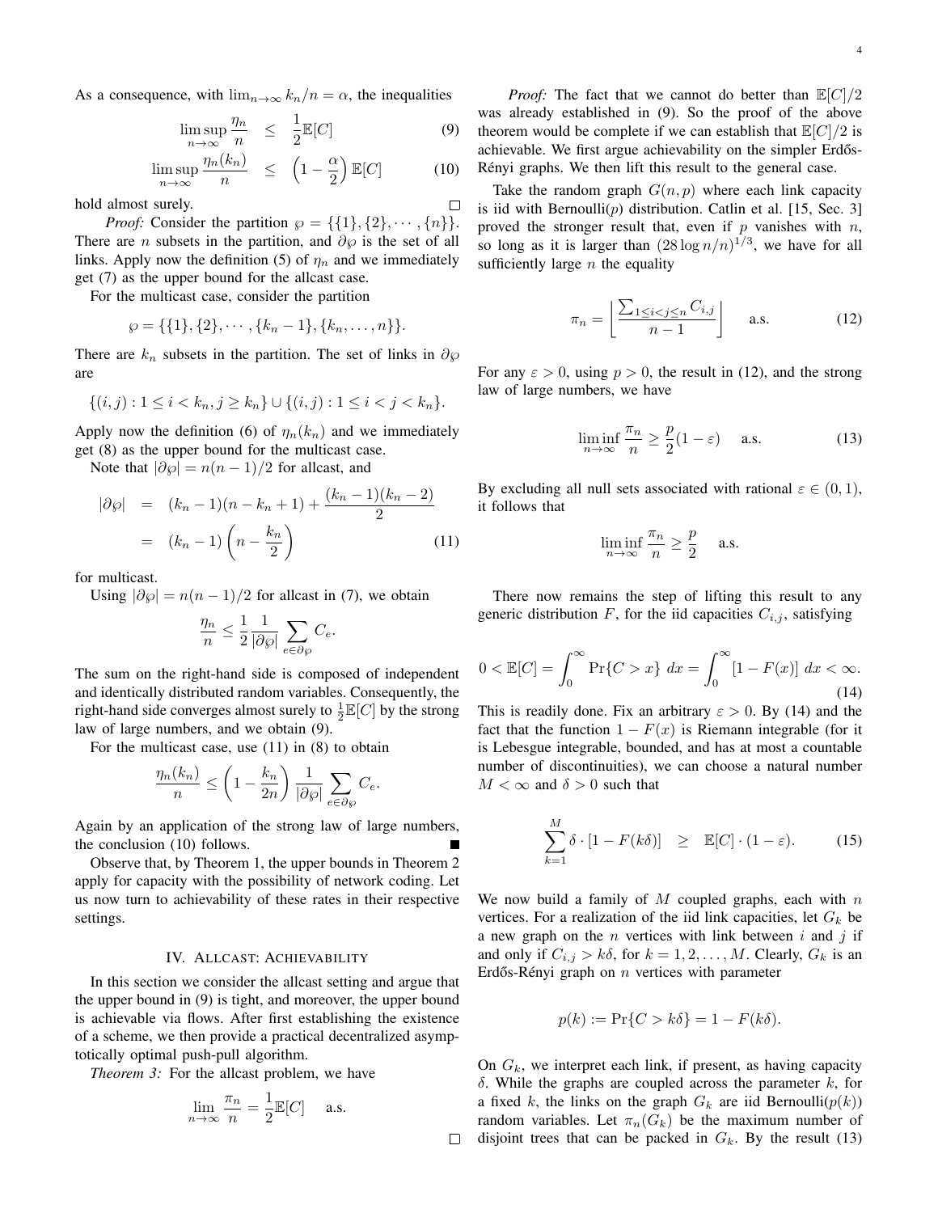As a consequence, with $\lim_{n\to\infty} k_n/n = \alpha$, the inequalities

$$\limsup_{n\to\infty} \frac{\eta_n}{n} \leq \frac{1}{2}\mathbb{E}[C] \tag{9}$$

$$\limsup_{n\to\infty} \frac{\eta_n(k_n)}{n} \leq \left(1-\frac{\alpha}{2}\right)\mathbb{E}[C] \tag{10}$$

hold almost surely. □

*Proof:* Consider the partition $\wp = \{\{1\},\{2\},\cdots,\{n\}\}$. There are $n$ subsets in the partition, and $\partial\wp$ is the set of all links. Apply now the definition (5) of $\eta_n$ and we immediately get (7) as the upper bound for the allcast case.

For the multicast case, consider the partition

$$\wp = \{\{1\},\{2\},\cdots,\{k_n-1\},\{k_n,\ldots,n\}\}.$$

There are $k_n$ subsets in the partition. The set of links in $\partial\wp$ are

$$\{(i,j): 1 \leq i < k_n, j \geq k_n\} \cup \{(i,j): 1 \leq i < j < k_n\}.$$

Apply now the definition (6) of $\eta_n(k_n)$ and we immediately get (8) as the upper bound for the multicast case.

Note that $|\partial\wp| = n(n-1)/2$ for allcast, and

$$\begin{aligned} |\partial\wp| &= (k_n-1)(n-k_n+1) + \frac{(k_n-1)(k_n-2)}{2} \\ &= (k_n-1)\left(n-\frac{k_n}{2}\right) \end{aligned} \tag{11}$$

for multicast.

Using $|\partial\wp| = n(n-1)/2$ for allcast in (7), we obtain

$$\frac{\eta_n}{n} \leq \frac{1}{2}\frac{1}{|\partial\wp|}\sum_{e\in\partial\wp} C_e.$$

The sum on the right-hand side is composed of independent and identically distributed random variables. Consequently, the right-hand side converges almost surely to $\frac{1}{2}\mathbb{E}[C]$ by the strong law of large numbers, and we obtain (9).

For the multicast case, use (11) in (8) to obtain

$$\frac{\eta_n(k_n)}{n} \leq \left(1-\frac{k_n}{2n}\right)\frac{1}{|\partial\wp|}\sum_{e\in\partial\wp} C_e.$$

Again by an application of the strong law of large numbers, the conclusion (10) follows. ■

Observe that, by Theorem 1, the upper bounds in Theorem 2 apply for capacity with the possibility of network coding. Let us now turn to achievability of these rates in their respective settings.

## IV. Allcast: Achievability

In this section we consider the allcast setting and argue that the upper bound in (9) is tight, and moreover, the upper bound is achievable via flows. After first establishing the existence of a scheme, we then provide a practical decentralized asymptotically optimal push-pull algorithm.

*Theorem 3:* For the allcast problem, we have

$$\lim_{n\to\infty} \frac{\pi_n}{n} = \frac{1}{2}\mathbb{E}[C] \quad \text{a.s.}$$

□

*Proof:* The fact that we cannot do better than $\mathbb{E}[C]/2$ was already established in (9). So the proof of the above theorem would be complete if we can establish that $\mathbb{E}[C]/2$ is achievable. We first argue achievability on the simpler Erdős-Rényi graphs. We then lift this result to the general case.

Take the random graph $G(n,p)$ where each link capacity is iid with Bernoulli($p$) distribution. Catlin et al. [15, Sec. 3] proved the stronger result that, even if $p$ vanishes with $n$, so long as it is larger than $(28\log n/n)^{1/3}$, we have for all sufficiently large $n$ the equality

$$\pi_n = \left\lfloor \frac{\sum_{1\leq i<j\leq n} C_{i,j}}{n-1} \right\rfloor \quad \text{a.s.} \tag{12}$$

For any $\varepsilon > 0$, using $p > 0$, the result in (12), and the strong law of large numbers, we have

$$\liminf_{n\to\infty} \frac{\pi_n}{n} \geq \frac{p}{2}(1-\varepsilon) \quad \text{a.s.} \tag{13}$$

By excluding all null sets associated with rational $\varepsilon \in (0,1)$, it follows that

$$\liminf_{n\to\infty} \frac{\pi_n}{n} \geq \frac{p}{2} \quad \text{a.s.}$$

There now remains the step of lifting this result to any generic distribution $F$, for the iid capacities $C_{i,j}$, satisfying

$$0 < \mathbb{E}[C] = \int_0^\infty \Pr\{C > x\}\, dx = \int_0^\infty [1-F(x)]\, dx < \infty. \tag{14}$$

This is readily done. Fix an arbitrary $\varepsilon > 0$. By (14) and the fact that the function $1-F(x)$ is Riemann integrable (for it is Lebesgue integrable, bounded, and has at most a countable number of discontinuities), we can choose a natural number $M < \infty$ and $\delta > 0$ such that

$$\sum_{k=1}^{M} \delta \cdot [1-F(k\delta)] \geq \mathbb{E}[C]\cdot(1-\varepsilon). \tag{15}$$

We now build a family of $M$ coupled graphs, each with $n$ vertices. For a realization of the iid link capacities, let $G_k$ be a new graph on the $n$ vertices with link between $i$ and $j$ if and only if $C_{i,j} > k\delta$, for $k = 1,2,\ldots,M$. Clearly, $G_k$ is an Erdős-Rényi graph on $n$ vertices with parameter

$$p(k) := \Pr\{C > k\delta\} = 1 - F(k\delta).$$

On $G_k$, we interpret each link, if present, as having capacity $\delta$. While the graphs are coupled across the parameter $k$, for a fixed $k$, the links on the graph $G_k$ are iid Bernoulli($p(k)$) random variables. Let $\pi_n(G_k)$ be the maximum number of disjoint trees that can be packed in $G_k$. By the result (13)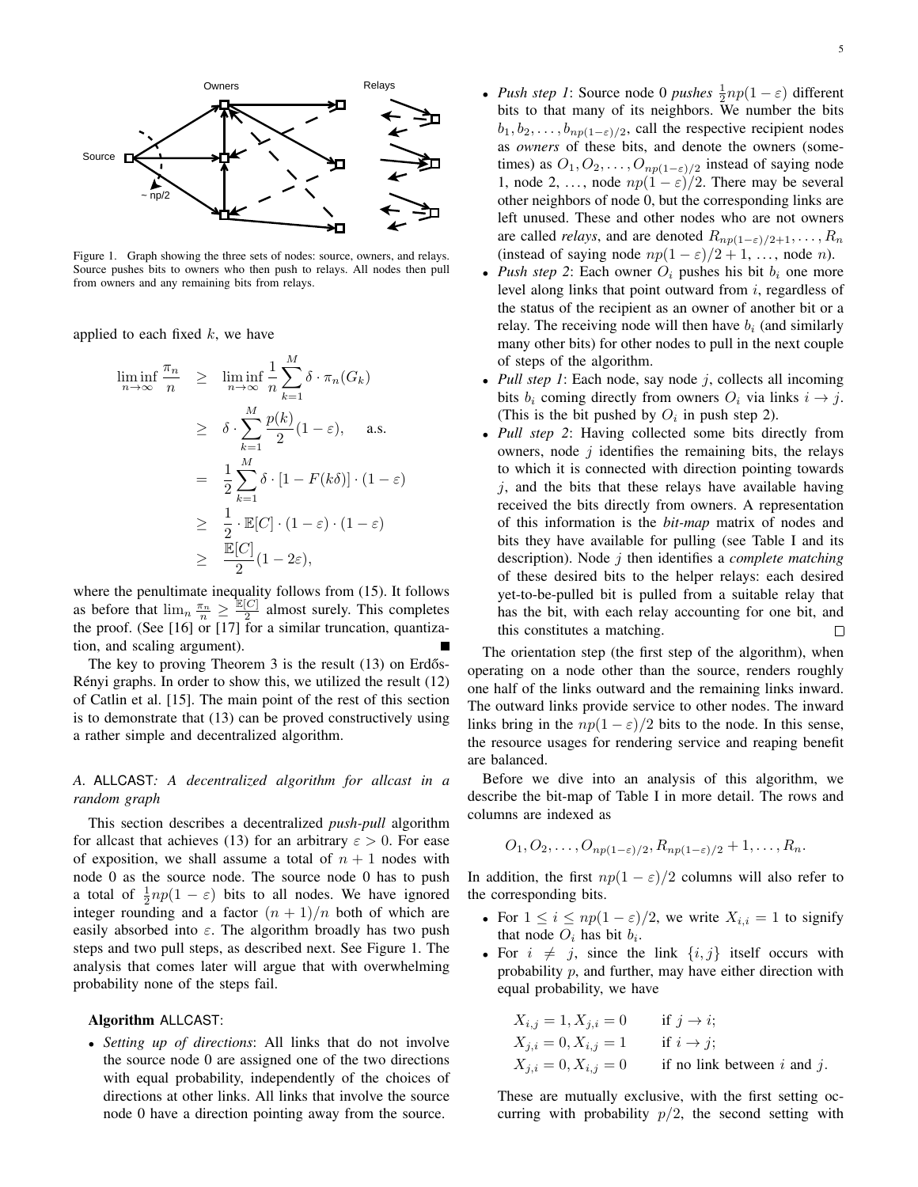Figure 1. Graph showing the three sets of nodes: source, owners, and relays. Source pushes bits to owners who then push to relays. All nodes then pull from owners and any remaining bits from relays.

applied to each fixed $k$, we have

$$
\begin{aligned}
\liminf_{n\to\infty} \frac{\pi_n}{n} &\geq \liminf_{n\to\infty} \frac{1}{n}\sum_{k=1}^{M} \delta \cdot \pi_n(G_k) \\
&\geq \delta \cdot \sum_{k=1}^{M} \frac{p(k)}{2}(1-\varepsilon), \qquad \text{a.s.} \\
&= \frac{1}{2}\sum_{k=1}^{M} \delta \cdot [1 - F(k\delta)] \cdot (1-\varepsilon) \\
&\geq \frac{1}{2} \cdot \mathbb{E}[C] \cdot (1-\varepsilon) \cdot (1-\varepsilon) \\
&\geq \frac{\mathbb{E}[C]}{2}(1-2\varepsilon),
\end{aligned}
$$

where the penultimate inequality follows from (15). It follows as before that $\lim_n \frac{\pi_n}{n} \geq \frac{\mathbb{E}[C]}{2}$ almost surely. This completes the proof. (See [16] or [17] for a similar truncation, quantization, and scaling argument). ∎

The key to proving Theorem 3 is the result (13) on Erdős-Rényi graphs. In order to show this, we utilized the result (12) of Catlin et al. [15]. The main point of the rest of this section is to demonstrate that (13) can be proved constructively using a rather simple and decentralized algorithm.

### A. ALLCAST: A decentralized algorithm for allcast in a random graph

This section describes a decentralized *push-pull* algorithm for allcast that achieves (13) for an arbitrary $\varepsilon > 0$. For ease of exposition, we shall assume a total of $n+1$ nodes with node 0 as the source node. The source node 0 has to push a total of $\frac{1}{2}np(1-\varepsilon)$ bits to all nodes. We have ignored integer rounding and a factor $(n+1)/n$ both of which are easily absorbed into $\varepsilon$. The algorithm broadly has two push steps and two pull steps, as described next. See Figure 1. The analysis that comes later will argue that with overwhelming probability none of the steps fail.

**Algorithm** ALLCAST:

- *Setting up of directions*: All links that do not involve the source node 0 are assigned one of the two directions with equal probability, independently of the choices of directions at other links. All links that involve the source node 0 have a direction pointing away from the source.
- *Push step 1*: Source node 0 *pushes* $\frac{1}{2}np(1-\varepsilon)$ different bits to that many of its neighbors. We number the bits $b_1, b_2, \ldots, b_{np(1-\varepsilon)/2}$, call the respective recipient nodes as *owners* of these bits, and denote the owners (sometimes) as $O_1, O_2, \ldots, O_{np(1-\varepsilon)/2}$ instead of saying node 1, node 2, …, node $np(1-\varepsilon)/2$. There may be several other neighbors of node 0, but the corresponding links are left unused. These and other nodes who are not owners are called *relays*, and are denoted $R_{np(1-\varepsilon)/2+1}, \ldots, R_n$ (instead of saying node $np(1-\varepsilon)/2+1$, …, node $n$).
- *Push step 2*: Each owner $O_i$ pushes his bit $b_i$ one more level along links that point outward from $i$, regardless of the status of the recipient as an owner of another bit or a relay. The receiving node will then have $b_i$ (and similarly many other bits) for other nodes to pull in the next couple of steps of the algorithm.
- *Pull step 1*: Each node, say node $j$, collects all incoming bits $b_i$ coming directly from owners $O_i$ via links $i \to j$. (This is the bit pushed by $O_i$ in push step 2).
- *Pull step 2*: Having collected some bits directly from owners, node $j$ identifies the remaining bits, the relays to which it is connected with direction pointing towards $j$, and the bits that these relays have available having received the bits directly from owners. A representation of this information is the *bit-map* matrix of nodes and bits they have available for pulling (see Table I and its description). Node $j$ then identifies a *complete matching* of these desired bits to the helper relays: each desired yet-to-be-pulled bit is pulled from a suitable relay that has the bit, with each relay accounting for one bit, and this constitutes a matching. □

The orientation step (the first step of the algorithm), when operating on a node other than the source, renders roughly one half of the links outward and the remaining links inward. The outward links provide service to other nodes. The inward links bring in the $np(1-\varepsilon)/2$ bits to the node. In this sense, the resource usages for rendering service and reaping benefit are balanced.

Before we dive into an analysis of this algorithm, we describe the bit-map of Table I in more detail. The rows and columns are indexed as

$$O_1, O_2, \ldots, O_{np(1-\varepsilon)/2}, R_{np(1-\varepsilon)/2} + 1, \ldots, R_n.$$

In addition, the first $np(1-\varepsilon)/2$ columns will also refer to the corresponding bits.

- For $1 \leq i \leq np(1-\varepsilon)/2$, we write $X_{i,i} = 1$ to signify that node $O_i$ has bit $b_i$.
- For $i \neq j$, since the link $\{i,j\}$ itself occurs with probability $p$, and further, may have either direction with equal probability, we have

$$
\begin{aligned}
&X_{i,j} = 1, X_{j,i} = 0 \qquad \text{if } j \to i; \\
&X_{j,i} = 0, X_{i,j} = 1 \qquad \text{if } i \to j; \\
&X_{j,i} = 0, X_{i,j} = 0 \qquad \text{if no link between } i \text{ and } j.
\end{aligned}
$$

These are mutually exclusive, with the first setting occurring with probability $p/2$, the second setting with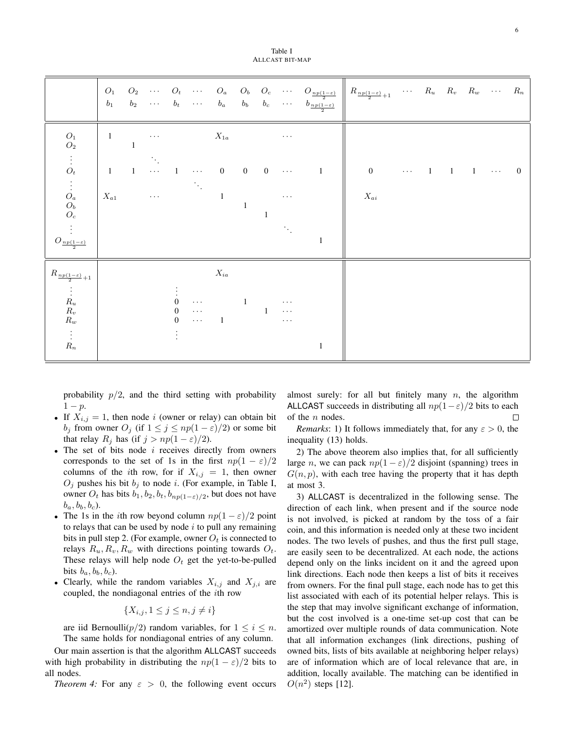Table I
ALLCAST BIT-MAP

| | $O_1$ $b_1$ | $O_2$ $b_2$ | $\cdots$ | $O_t$ $b_t$ | $\cdots$ | $O_a$ $b_a$ | $O_b$ $b_b$ | $O_c$ $b_c$ | $\cdots$ | $O_{\frac{np(1-\varepsilon)}{2}}$ $b_{\frac{np(1-\varepsilon)}{2}}$ | $R_{\frac{np(1-\varepsilon)}{2}+1}$ | $\cdots$ | $R_u$ | $R_v$ | $R_w$ | $\cdots$ | $R_n$ |
|---|---|---|---|---|---|---|---|---|---|---|---|---|---|---|---|---|---|
| $O_1$ | 1 | | $\cdots$ | | | $X_{1a}$ | | | $\cdots$ | | | | | | | | |
| $O_2$ | | 1 | | | | | | | | | | | | | | | |
| $\vdots$ | | | $\ddots$ | | | | | | | | | | | | | | |
| $O_t$ | 1 | 1 | $\cdots$ | 1 | $\cdots$ | 0 | 0 | 0 | $\cdots$ | 1 | 0 | $\cdots$ | 1 | 1 | 1 | $\cdots$ | 0 |
| $\vdots$ | | | | | $\ddots$ | | | | | | | | | | | | |
| $O_a$ | $X_{a1}$ | | $\cdots$ | | | 1 | | | $\cdots$ | | $X_{ai}$ | | | | | | |
| $O_b$ | | | | | | | 1 | | | | | | | | | | |
| $O_c$ | | | | | | | | 1 | | | | | | | | | |
| $\vdots$ | | | | | | | | | $\ddots$ | | | | | | | | |
| $O_{\frac{np(1-\varepsilon)}{2}}$ | | | | | | | | | | 1 | | | | | | | |
| $R_{\frac{np(1-\varepsilon)}{2}+1}$ | | | | | | $X_{ia}$ | | | | | | | | | | | |
| $\vdots$ | | | | $\vdots$ | | | | | | | | | | | | | |
| $R_u$ | | | | 0 | $\cdots$ | | 1 | | $\cdots$ | | | | | | | | |
| $R_v$ | | | | 0 | $\cdots$ | | | 1 | $\cdots$ | | | | | | | | |
| $R_w$ | | | | 0 | $\cdots$ | 1 | | | $\cdots$ | | | | | | | | |
| $\vdots$ | | | | $\vdots$ | | | | | | | | | | | | | |
| $R_n$ | | | | | | | | | | 1 | | | | | | | |

probability $p/2$, and the third setting with probability $1-p$.

- If $X_{i,j} = 1$, then node $i$ (owner or relay) can obtain bit $b_j$ from owner $O_j$ (if $1 \le j \le np(1-\varepsilon)/2$) or some bit that relay $R_j$ has (if $j > np(1-\varepsilon)/2$).
- The set of bits node $i$ receives directly from owners corresponds to the set of 1s in the first $np(1-\varepsilon)/2$ columns of the $i$th row, for if $X_{i,j} = 1$, then owner $O_j$ pushes his bit $b_j$ to node $i$. (For example, in Table I, owner $O_t$ has bits $b_1, b_2, b_t, b_{np(1-\varepsilon)/2}$, but does not have $b_a, b_b, b_c$).
- The 1s in the $i$th row beyond column $np(1-\varepsilon)/2$ point to relays that can be used by node $i$ to pull any remaining bits in pull step 2. (For example, owner $O_t$ is connected to relays $R_u, R_v, R_w$ with directions pointing towards $O_t$. These relays will help node $O_t$ get the yet-to-be-pulled bits $b_a, b_b, b_c$).
- Clearly, while the random variables $X_{i,j}$ and $X_{j,i}$ are coupled, the nondiagonal entries of the $i$th row

$$\{X_{i,j}, 1 \le j \le n, j \ne i\}$$

are iid Bernoulli($p/2$) random variables, for $1 \le i \le n$. The same holds for nondiagonal entries of any column.

Our main assertion is that the algorithm ALLCAST succeeds with high probability in distributing the $np(1-\varepsilon)/2$ bits to all nodes.

*Theorem 4:* For any $\varepsilon > 0$, the following event occurs almost surely: for all but finitely many $n$, the algorithm ALLCAST succeeds in distributing all $np(1-\varepsilon)/2$ bits to each of the $n$ nodes. □

*Remarks*: 1) It follows immediately that, for any $\varepsilon > 0$, the inequality (13) holds.

2) The above theorem also implies that, for all sufficiently large $n$, we can pack $np(1-\varepsilon)/2$ disjoint (spanning) trees in $G(n,p)$, with each tree having the property that it has depth at most 3.

3) ALLCAST is decentralized in the following sense. The direction of each link, when present and if the source node is not involved, is picked at random by the toss of a fair coin, and this information is needed only at these two incident nodes. The two levels of pushes, and thus the first pull stage, are easily seen to be decentralized. At each node, the actions depend only on the links incident on it and the agreed upon link directions. Each node then keeps a list of bits it receives from owners. For the final pull stage, each node has to get this list associated with each of its potential helper relays. This is the step that may involve significant exchange of information, but the cost involved is a one-time set-up cost that can be amortized over multiple rounds of data communication. Note that all information exchanges (link directions, pushing of owned bits, lists of bits available at neighboring helper relays) are of information which are of local relevance that are, in addition, locally available. The matching can be identified in $O(n^2)$ steps [12].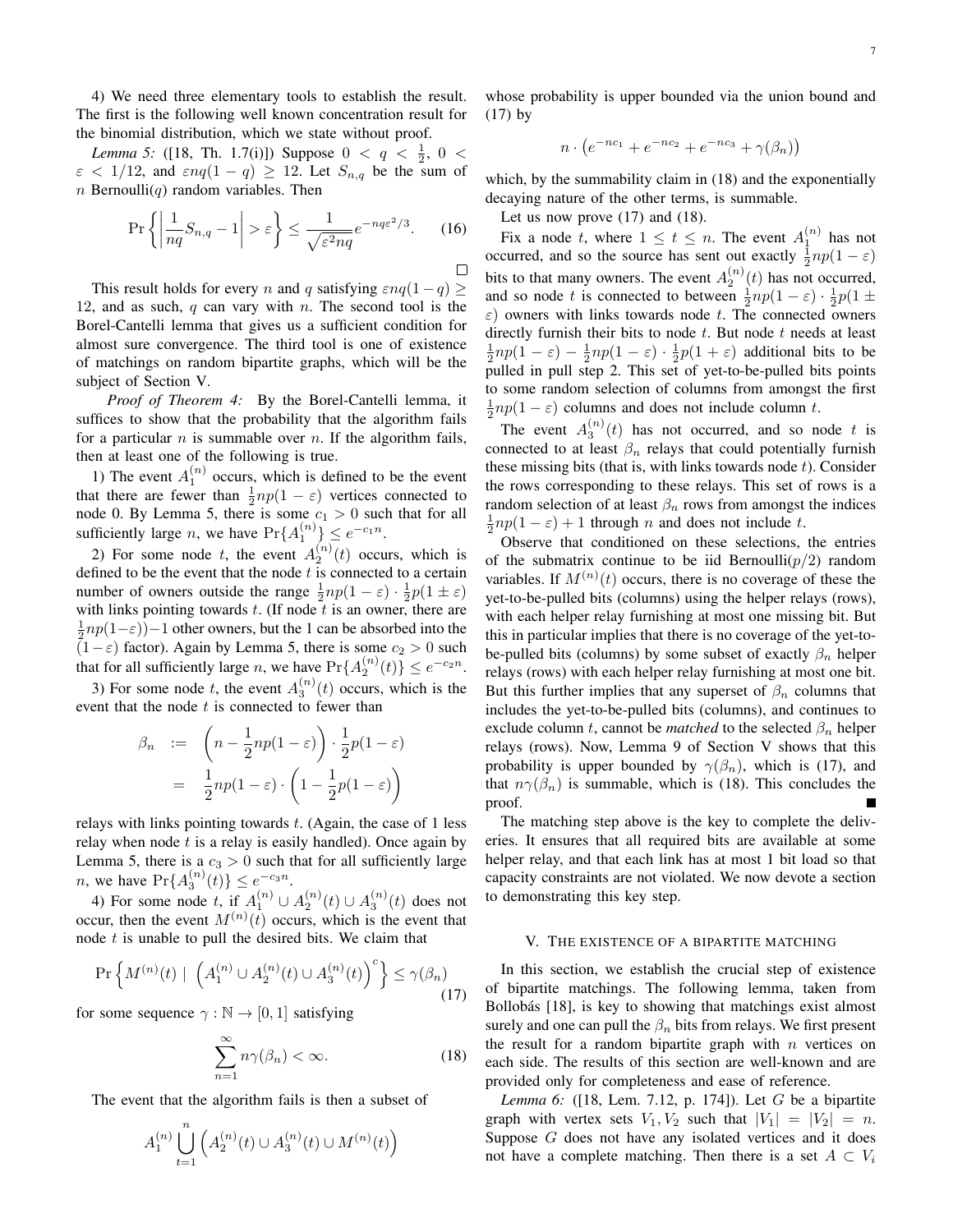4) We need three elementary tools to establish the result. The first is the following well known concentration result for the binomial distribution, which we state without proof.

*Lemma 5:* ([18, Th. 1.7(i)]) Suppose $0 < q < \frac{1}{2}$, $0 < \varepsilon < 1/12$, and $\varepsilon nq(1-q) \geq 12$. Let $S_{n,q}$ be the sum of $n$ Bernoulli($q$) random variables. Then

$$\Pr\left\{\left|\frac{1}{nq}S_{n,q} - 1\right| > \varepsilon\right\} \leq \frac{1}{\sqrt{\varepsilon^2 nq}} e^{-nq\varepsilon^2/3}. \qquad (16)$$

□

This result holds for every $n$ and $q$ satisfying $\varepsilon nq(1-q) \geq 12$, and as such, $q$ can vary with $n$. The second tool is the Borel-Cantelli lemma that gives us a sufficient condition for almost sure convergence. The third tool is one of existence of matchings on random bipartite graphs, which will be the subject of Section V.

*Proof of Theorem 4:* By the Borel-Cantelli lemma, it suffices to show that the probability that the algorithm fails for a particular $n$ is summable over $n$. If the algorithm fails, then at least one of the following is true.

1) The event $A_1^{(n)}$ occurs, which is defined to be the event that there are fewer than $\frac{1}{2}np(1-\varepsilon)$ vertices connected to node 0. By Lemma 5, there is some $c_1 > 0$ such that for all sufficiently large $n$, we have $\Pr\{A_1^{(n)}\} \leq e^{-c_1 n}$.

2) For some node $t$, the event $A_2^{(n)}(t)$ occurs, which is defined to be the event that the node $t$ is connected to a certain number of owners outside the range $\frac{1}{2}np(1-\varepsilon)\cdot\frac{1}{2}p(1\pm\varepsilon)$ with links pointing towards $t$. (If node $t$ is an owner, there are $\frac{1}{2}np(1-\varepsilon))-1$ other owners, but the 1 can be absorbed into the $(1-\varepsilon)$ factor). Again by Lemma 5, there is some $c_2 > 0$ such that for all sufficiently large $n$, we have $\Pr\{A_2^{(n)}(t)\} \leq e^{-c_2 n}$.

3) For some node $t$, the event $A_3^{(n)}(t)$ occurs, which is the event that the node $t$ is connected to fewer than

$$\begin{aligned}
\beta_n &:= \left(n - \frac{1}{2}np(1-\varepsilon)\right)\cdot\frac{1}{2}p(1-\varepsilon) \\
&= \frac{1}{2}np(1-\varepsilon)\cdot\left(1 - \frac{1}{2}p(1-\varepsilon)\right)
\end{aligned}$$

relays with links pointing towards $t$. (Again, the case of 1 less relay when node $t$ is a relay is easily handled). Once again by Lemma 5, there is a $c_3 > 0$ such that for all sufficiently large $n$, we have $\Pr\{A_3^{(n)}(t)\} \leq e^{-c_3 n}$.

4) For some node $t$, if $A_1^{(n)} \cup A_2^{(n)}(t) \cup A_3^{(n)}(t)$ does not occur, then the event $M^{(n)}(t)$ occurs, which is the event that node $t$ is unable to pull the desired bits. We claim that

$$\Pr\left\{M^{(n)}(t) \mid \left(A_1^{(n)} \cup A_2^{(n)}(t) \cup A_3^{(n)}(t)\right)^c\right\} \leq \gamma(\beta_n) \qquad (17)$$

for some sequence $\gamma : \mathbb{N} \to [0,1]$ satisfying

$$\sum_{n=1}^{\infty} n\gamma(\beta_n) < \infty. \qquad (18)$$

The event that the algorithm fails is then a subset of

$$A_1^{(n)} \bigcup_{t=1}^{n} \left(A_2^{(n)}(t) \cup A_3^{(n)}(t) \cup M^{(n)}(t)\right)$$

whose probability is upper bounded via the union bound and (17) by

$$n \cdot \left(e^{-nc_1} + e^{-nc_2} + e^{-nc_3} + \gamma(\beta_n)\right)$$

which, by the summability claim in (18) and the exponentially decaying nature of the other terms, is summable.

Let us now prove (17) and (18).

Fix a node $t$, where $1 \leq t \leq n$. The event $A_1^{(n)}$ has not occurred, and so the source has sent out exactly $\frac{1}{2}np(1-\varepsilon)$ bits to that many owners. The event $A_2^{(n)}(t)$ has not occurred, and so node $t$ is connected to between $\frac{1}{2}np(1-\varepsilon)\cdot\frac{1}{2}p(1\pm\varepsilon)$ owners with links towards node $t$. The connected owners directly furnish their bits to node $t$. But node $t$ needs at least $\frac{1}{2}np(1-\varepsilon) - \frac{1}{2}np(1-\varepsilon)\cdot\frac{1}{2}p(1+\varepsilon)$ additional bits to be pulled in pull step 2. This set of yet-to-be-pulled bits points to some random selection of columns from amongst the first $\frac{1}{2}np(1-\varepsilon)$ columns and does not include column $t$.

The event $A_3^{(n)}(t)$ has not occurred, and so node $t$ is connected to at least $\beta_n$ relays that could potentially furnish these missing bits (that is, with links towards node $t$). Consider the rows corresponding to these relays. This set of rows is a random selection of at least $\beta_n$ rows from amongst the indices $\frac{1}{2}np(1-\varepsilon)+1$ through $n$ and does not include $t$.

Observe that conditioned on these selections, the entries of the submatrix continue to be iid Bernoulli($p/2$) random variables. If $M^{(n)}(t)$ occurs, there is no coverage of these the yet-to-be-pulled bits (columns) using the helper relays (rows), with each helper relay furnishing at most one missing bit. But this in particular implies that there is no coverage of the yet-to-be-pulled bits (columns) by some subset of exactly $\beta_n$ helper relays (rows) with each helper relay furnishing at most one bit. But this further implies that any superset of $\beta_n$ columns that includes the yet-to-be-pulled bits (columns), and continues to exclude column $t$, cannot be *matched* to the selected $\beta_n$ helper relays (rows). Now, Lemma 9 of Section V shows that this probability is upper bounded by $\gamma(\beta_n)$, which is (17), and that $n\gamma(\beta_n)$ is summable, which is (18). This concludes the proof. ■

The matching step above is the key to complete the deliveries. It ensures that all required bits are available at some helper relay, and that each link has at most 1 bit load so that capacity constraints are not violated. We now devote a section to demonstrating this key step.

## V. The existence of a bipartite matching

In this section, we establish the crucial step of existence of bipartite matchings. The following lemma, taken from Bollobás [18], is key to showing that matchings exist almost surely and one can pull the $\beta_n$ bits from relays. We first present the result for a random bipartite graph with $n$ vertices on each side. The results of this section are well-known and are provided only for completeness and ease of reference.

*Lemma 6:* ([18, Lem. 7.12, p. 174]). Let $G$ be a bipartite graph with vertex sets $V_1, V_2$ such that $|V_1| = |V_2| = n$. Suppose $G$ does not have any isolated vertices and it does not have a complete matching. Then there is a set $A \subset V_i$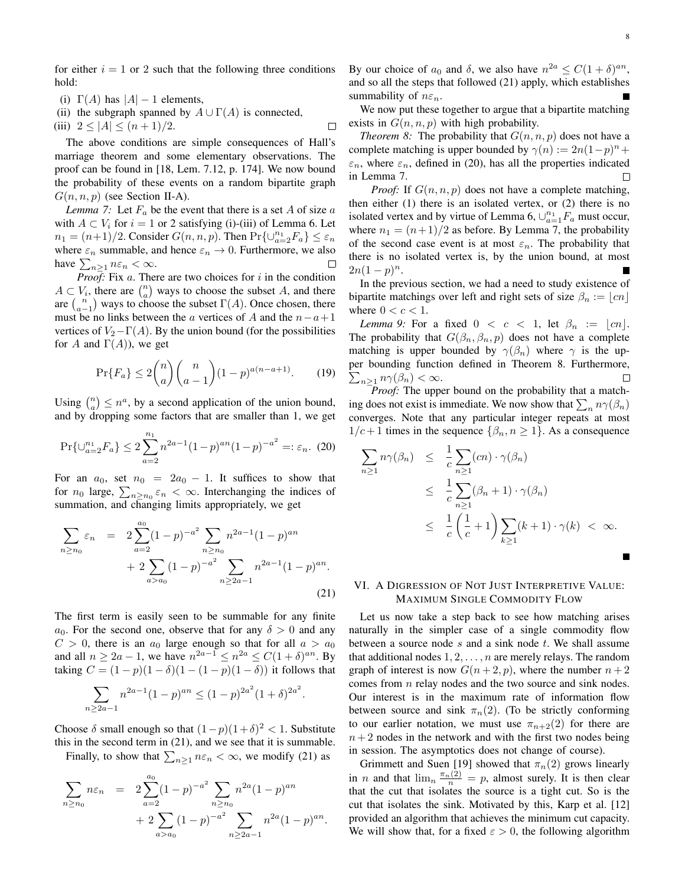for either $i = 1$ or 2 such that the following three conditions hold:

(i) $\Gamma(A)$ has $|A|-1$ elements,
(ii) the subgraph spanned by $A \cup \Gamma(A)$ is connected,
(iii) $2 \le |A| \le (n+1)/2$. □

The above conditions are simple consequences of Hall's marriage theorem and some elementary observations. The proof can be found in [18, Lem. 7.12, p. 174]. We now bound the probability of these events on a random bipartite graph $G(n,n,p)$ (see Section II-A).

*Lemma 7:* Let $F_a$ be the event that there is a set $A$ of size $a$ with $A \subset V_i$ for $i = 1$ or 2 satisfying (i)-(iii) of Lemma 6. Let $n_1 = (n+1)/2$. Consider $G(n,n,p)$. Then $\Pr\{\cup_{a=2}^{n_1} F_a\} \le \varepsilon_n$ where $\varepsilon_n$ summable, and hence $\varepsilon_n \to 0$. Furthermore, we also have $\sum_{n \ge 1} n\varepsilon_n < \infty$. □

*Proof:* Fix $a$. There are two choices for $i$ in the condition $A \subset V_i$, there are $\binom{n}{a}$ ways to choose the subset $A$, and there are $\binom{n}{a-1}$ ways to choose the subset $\Gamma(A)$. Once chosen, there must be no links between the $a$ vertices of $A$ and the $n-a+1$ vertices of $V_2 - \Gamma(A)$. By the union bound (for the possibilities for $A$ and $\Gamma(A)$), we get

$$\Pr\{F_a\} \le 2\binom{n}{a}\binom{n}{a-1}(1-p)^{a(n-a+1)}. \qquad (19)$$

Using $\binom{n}{a} \le n^a$, by a second application of the union bound, and by dropping some factors that are smaller than 1, we get

$$\Pr\{\cup_{a=2}^{n_1} F_a\} \le 2\sum_{a=2}^{n_1} n^{2a-1}(1-p)^{an}(1-p)^{-a^2} =: \varepsilon_n. \qquad (20)$$

For an $a_0$, set $n_0 = 2a_0 - 1$. It suffices to show that for $n_0$ large, $\sum_{n \ge n_0} \varepsilon_n < \infty$. Interchanging the indices of summation, and changing limits appropriately, we get

$$\begin{aligned}\sum_{n \ge n_0} \varepsilon_n &= 2\sum_{a=2}^{a_0}(1-p)^{-a^2}\sum_{n \ge n_0} n^{2a-1}(1-p)^{an} \\ &\quad + 2\sum_{a > a_0}(1-p)^{-a^2}\sum_{n \ge 2a-1} n^{2a-1}(1-p)^{an}.\end{aligned} \qquad (21)$$

The first term is easily seen to be summable for any finite $a_0$. For the second one, observe that for any $\delta > 0$ and any $C > 0$, there is an $a_0$ large enough so that for all $a > a_0$ and all $n \ge 2a-1$, we have $n^{2a-1} \le n^{2a} \le C(1+\delta)^{an}$. By taking $C = (1-p)(1-\delta)(1-(1-p)(1-\delta))$ it follows that

$$\sum_{n \ge 2a-1} n^{2a-1}(1-p)^{an} \le (1-p)^{2a^2}(1+\delta)^{2a^2}.$$

Choose $\delta$ small enough so that $(1-p)(1+\delta)^2 < 1$. Substitute this in the second term in (21), and we see that it is summable.

Finally, to show that $\sum_{n \ge 1} n\varepsilon_n < \infty$, we modify (21) as

$$\begin{aligned}\sum_{n \ge n_0} n\varepsilon_n &= 2\sum_{a=2}^{a_0}(1-p)^{-a^2}\sum_{n \ge n_0} n^{2a}(1-p)^{an} \\ &\quad + 2\sum_{a > a_0}(1-p)^{-a^2}\sum_{n \ge 2a-1} n^{2a}(1-p)^{an}.\end{aligned}$$

By our choice of $a_0$ and $\delta$, we also have $n^{2a} \le C(1+\delta)^{an}$, and so all the steps that followed (21) apply, which establishes summability of $n\varepsilon_n$. ■

We now put these together to argue that a bipartite matching exists in $G(n,n,p)$ with high probability.

*Theorem 8:* The probability that $G(n,n,p)$ does not have a complete matching is upper bounded by $\gamma(n) := 2n(1-p)^n + \varepsilon_n$, where $\varepsilon_n$, defined in (20), has all the properties indicated in Lemma 7. □

*Proof:* If $G(n,n,p)$ does not have a complete matching, then either (1) there is an isolated vertex, or (2) there is no isolated vertex and by virtue of Lemma 6, $\cup_{a=1}^{n_1} F_a$ must occur, where $n_1 = (n+1)/2$ as before. By Lemma 7, the probability of the second case event is at most $\varepsilon_n$. The probability that there is no isolated vertex is, by the union bound, at most $2n(1-p)^n$. ■

In the previous section, we had a need to study existence of bipartite matchings over left and right sets of size $\beta_n := \lfloor cn \rfloor$ where $0 < c < 1$.

*Lemma 9:* For a fixed $0 < c < 1$, let $\beta_n := \lfloor cn \rfloor$. The probability that $G(\beta_n, \beta_n, p)$ does not have a complete matching is upper bounded by $\gamma(\beta_n)$ where $\gamma$ is the upper bounding function defined in Theorem 8. Furthermore, $\sum_{n \ge 1} n\gamma(\beta_n) < \infty$. □

*Proof:* The upper bound on the probability that a matching does not exist is immediate. We now show that $\sum_n n\gamma(\beta_n)$ converges. Note that any particular integer repeats at most $1/c + 1$ times in the sequence $\{\beta_n, n \ge 1\}$. As a consequence

$$\begin{aligned}\sum_{n \ge 1} n\gamma(\beta_n) &\le \frac{1}{c}\sum_{n \ge 1}(cn)\cdot\gamma(\beta_n) \\ &\le \frac{1}{c}\sum_{n \ge 1}(\beta_n + 1)\cdot\gamma(\beta_n) \\ &\le \frac{1}{c}\left(\frac{1}{c} + 1\right)\sum_{k \ge 1}(k+1)\cdot\gamma(k) \; < \; \infty.\end{aligned}$$

■

## VI. A Digression of Not Just Interpretive Value: Maximum Single Commodity Flow

Let us now take a step back to see how matching arises naturally in the simpler case of a single commodity flow between a source node $s$ and a sink node $t$. We shall assume that additional nodes $1, 2, \ldots, n$ are merely relays. The random graph of interest is now $G(n+2, p)$, where the number $n+2$ comes from $n$ relay nodes and the two source and sink nodes. Our interest is in the maximum rate of information flow between source and sink $\pi_n(2)$. (To be strictly conforming to our earlier notation, we must use $\pi_{n+2}(2)$ for there are $n+2$ nodes in the network and with the first two nodes being in session. The asymptotics does not change of course).

Grimmett and Suen [19] showed that $\pi_n(2)$ grows linearly in $n$ and that $\lim_n \frac{\pi_n(2)}{n} = p$, almost surely. It is then clear that the cut that isolates the source is a tight cut. So is the cut that isolates the sink. Motivated by this, Karp et al. [12] provided an algorithm that achieves the minimum cut capacity. We will show that, for a fixed $\varepsilon > 0$, the following algorithm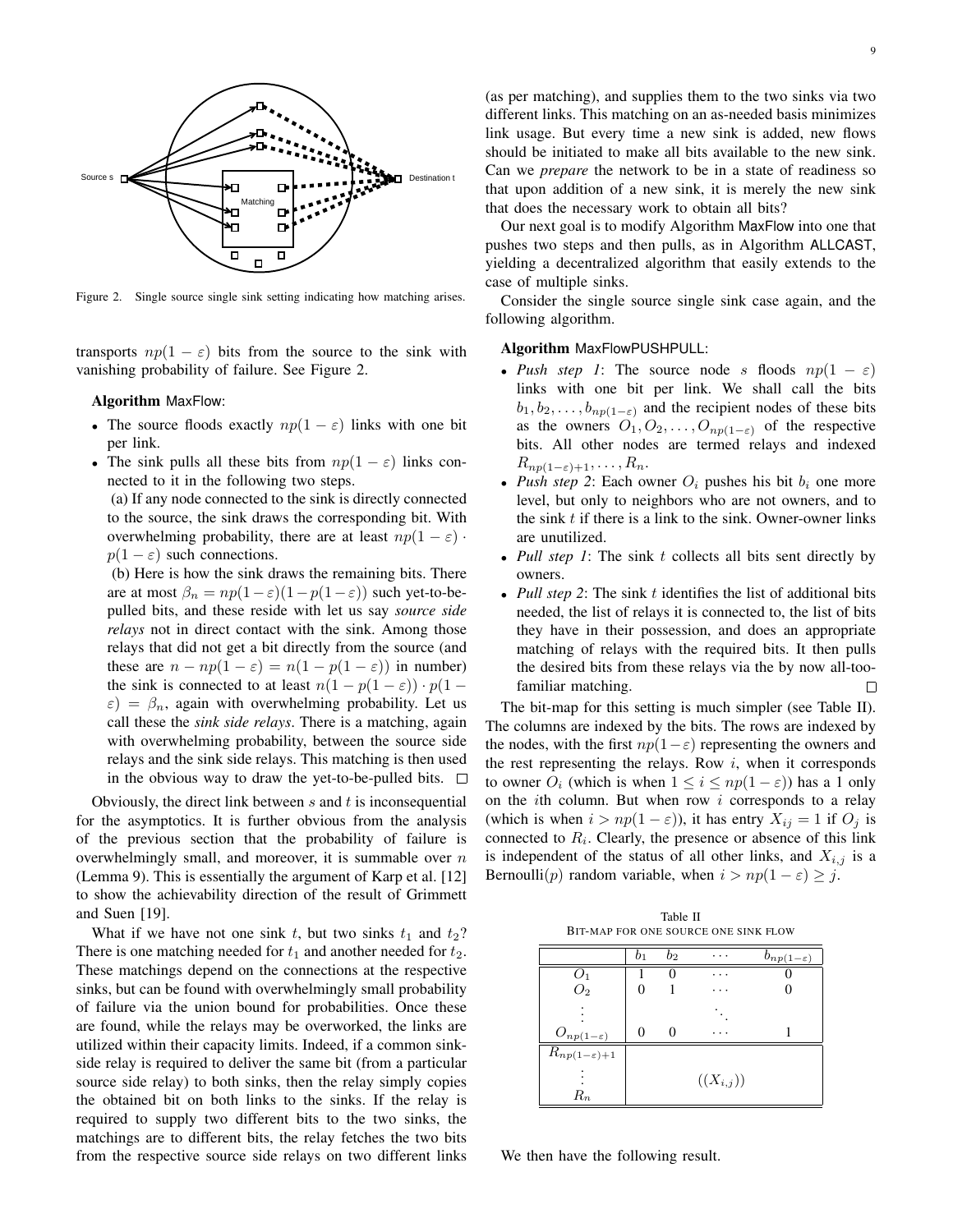Figure 2. Single source single sink setting indicating how matching arises.

transports $np(1-\varepsilon)$ bits from the source to the sink with vanishing probability of failure. See Figure 2.

**Algorithm** MaxFlow:

- The source floods exactly $np(1-\varepsilon)$ links with one bit per link.
- The sink pulls all these bits from $np(1-\varepsilon)$ links connected to it in the following two steps.
  (a) If any node connected to the sink is directly connected to the source, the sink draws the corresponding bit. With overwhelming probability, there are at least $np(1-\varepsilon) \cdot p(1-\varepsilon)$ such connections.
  (b) Here is how the sink draws the remaining bits. There are at most $\beta_n = np(1-\varepsilon)(1-p(1-\varepsilon))$ such yet-to-be-pulled bits, and these reside with let us say *source side relays* not in direct contact with the sink. Among those relays that did not get a bit directly from the source (and these are $n - np(1-\varepsilon) = n(1-p(1-\varepsilon))$ in number) the sink is connected to at least $n(1-p(1-\varepsilon)) \cdot p(1-\varepsilon) = \beta_n$, again with overwhelming probability. Let us call these the *sink side relays*. There is a matching, again with overwhelming probability, between the source side relays and the sink side relays. This matching is then used in the obvious way to draw the yet-to-be-pulled bits. □

Obviously, the direct link between $s$ and $t$ is inconsequential for the asymptotics. It is further obvious from the analysis of the previous section that the probability of failure is overwhelmingly small, and moreover, it is summable over $n$ (Lemma 9). This is essentially the argument of Karp et al. [12] to show the achievability direction of the result of Grimmett and Suen [19].

What if we have not one sink $t$, but two sinks $t_1$ and $t_2$? There is one matching needed for $t_1$ and another needed for $t_2$. These matchings depend on the connections at the respective sinks, but can be found with overwhelmingly small probability of failure via the union bound for probabilities. Once these are found, while the relays may be overworked, the links are utilized within their capacity limits. Indeed, if a common sink-side relay is required to deliver the same bit (from a particular source side relay) to both sinks, then the relay simply copies the obtained bit on both links to the sinks. If the relay is required to supply two different bits to the two sinks, the matchings are to different bits, the relay fetches the two bits from the respective source side relays on two different links (as per matching), and supplies them to the two sinks via two different links. This matching on an as-needed basis minimizes link usage. But every time a new sink is added, new flows should be initiated to make all bits available to the new sink. Can we *prepare* the network to be in a state of readiness so that upon addition of a new sink, it is merely the new sink that does the necessary work to obtain all bits?

Our next goal is to modify Algorithm MaxFlow into one that pushes two steps and then pulls, as in Algorithm ALLCAST, yielding a decentralized algorithm that easily extends to the case of multiple sinks.

Consider the single source single sink case again, and the following algorithm.

**Algorithm** MaxFlowPUSHPULL:

- *Push step 1*: The source node $s$ floods $np(1-\varepsilon)$ links with one bit per link. We shall call the bits $b_1, b_2, \ldots, b_{np(1-\varepsilon)}$ and the recipient nodes of these bits as the owners $O_1, O_2, \ldots, O_{np(1-\varepsilon)}$ of the respective bits. All other nodes are termed relays and indexed $R_{np(1-\varepsilon)+1}, \ldots, R_n$.
- *Push step 2*: Each owner $O_i$ pushes his bit $b_i$ one more level, but only to neighbors who are not owners, and to the sink $t$ if there is a link to the sink. Owner-owner links are unutilized.
- *Pull step 1*: The sink $t$ collects all bits sent directly by owners.
- *Pull step 2*: The sink $t$ identifies the list of additional bits needed, the list of relays it is connected to, the list of bits they have in their possession, and does an appropriate matching of relays with the required bits. It then pulls the desired bits from these relays via the by now all-too-familiar matching. □

The bit-map for this setting is much simpler (see Table II). The columns are indexed by the bits. The rows are indexed by the nodes, with the first $np(1-\varepsilon)$ representing the owners and the rest representing the relays. Row $i$, when it corresponds to owner $O_i$ (which is when $1 \le i \le np(1-\varepsilon)$) has a 1 only on the $i$th column. But when row $i$ corresponds to a relay (which is when $i > np(1-\varepsilon)$), it has entry $X_{ij} = 1$ if $O_j$ is connected to $R_i$. Clearly, the presence or absence of this link is independent of the status of all other links, and $X_{i,j}$ is a Bernoulli($p$) random variable, when $i > np(1-\varepsilon) \ge j$.

Table II
BIT-MAP FOR ONE SOURCE ONE SINK FLOW

| | $b_1$ | $b_2$ | $\cdots$ | $b_{np(1-\varepsilon)}$ |
|---|---|---|---|---|
| $O_1$ | 1 | 0 | $\cdots$ | 0 |
| $O_2$ | 0 | 1 | $\cdots$ | 0 |
| $\vdots$ | | | $\ddots$ | |
| $O_{np(1-\varepsilon)}$ | 0 | 0 | $\cdots$ | 1 |
| $R_{np(1-\varepsilon)+1}$ | | | | |
| $\vdots$ | | | $((X_{i,j}))$ | |
| $R_n$ | | | | |

We then have the following result.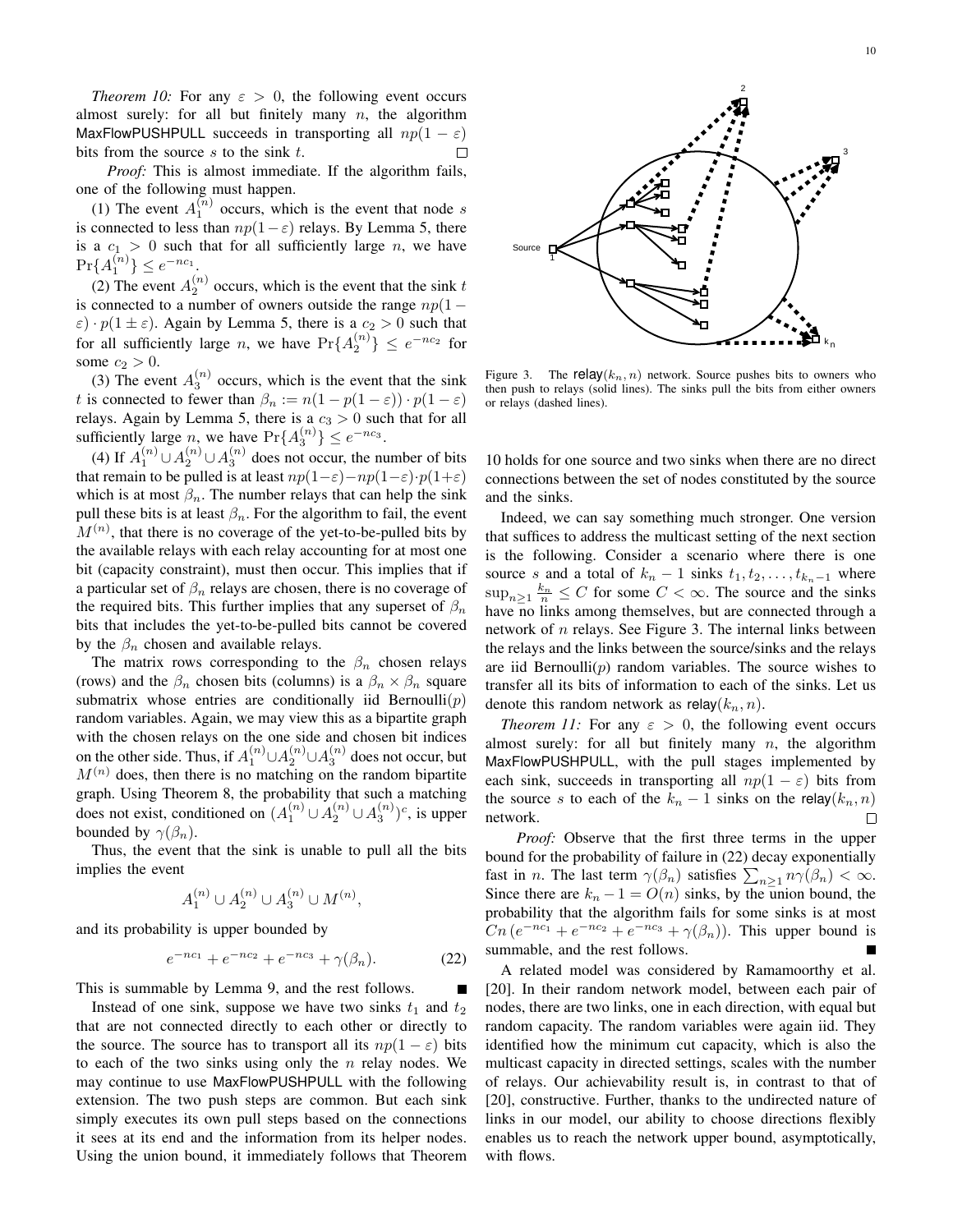*Theorem 10:* For any $\varepsilon > 0$, the following event occurs almost surely: for all but finitely many $n$, the algorithm MaxFlowPUSHPULL succeeds in transporting all $np(1-\varepsilon)$ bits from the source $s$ to the sink $t$. □

*Proof:* This is almost immediate. If the algorithm fails, one of the following must happen.

(1) The event $A_1^{(n)}$ occurs, which is the event that node $s$ is connected to less than $np(1-\varepsilon)$ relays. By Lemma 5, there is a $c_1 > 0$ such that for all sufficiently large $n$, we have $\Pr\{A_1^{(n)}\} \le e^{-nc_1}$.

(2) The event $A_2^{(n)}$ occurs, which is the event that the sink $t$ is connected to a number of owners outside the range $np(1-\varepsilon) \cdot p(1 \pm \varepsilon)$. Again by Lemma 5, there is a $c_2 > 0$ such that for all sufficiently large $n$, we have $\Pr\{A_2^{(n)}\} \le e^{-nc_2}$ for some $c_2 > 0$.

(3) The event $A_3^{(n)}$ occurs, which is the event that the sink $t$ is connected to fewer than $\beta_n := n(1-p(1-\varepsilon)) \cdot p(1-\varepsilon)$ relays. Again by Lemma 5, there is a $c_3 > 0$ such that for all sufficiently large $n$, we have $\Pr\{A_3^{(n)}\} \le e^{-nc_3}$.

(4) If $A_1^{(n)} \cup A_2^{(n)} \cup A_3^{(n)}$ does not occur, the number of bits that remain to be pulled is at least $np(1-\varepsilon) - np(1-\varepsilon) \cdot p(1+\varepsilon)$ which is at most $\beta_n$. The number relays that can help the sink pull these bits is at least $\beta_n$. For the algorithm to fail, the event $M^{(n)}$, that there is no coverage of the yet-to-be-pulled bits by the available relays with each relay accounting for at most one bit (capacity constraint), must then occur. This implies that if a particular set of $\beta_n$ relays are chosen, there is no coverage of the required bits. This further implies that any superset of $\beta_n$ bits that includes the yet-to-be-pulled bits cannot be covered by the $\beta_n$ chosen and available relays.

The matrix rows corresponding to the $\beta_n$ chosen relays (rows) and the $\beta_n$ chosen bits (columns) is a $\beta_n \times \beta_n$ square submatrix whose entries are conditionally iid Bernoulli($p$) random variables. Again, we may view this as a bipartite graph with the chosen relays on the one side and chosen bit indices on the other side. Thus, if $A_1^{(n)} \cup A_2^{(n)} \cup A_3^{(n)}$ does not occur, but $M^{(n)}$ does, then there is no matching on the random bipartite graph. Using Theorem 8, the probability that such a matching does not exist, conditioned on $(A_1^{(n)} \cup A_2^{(n)} \cup A_3^{(n)})^c$, is upper bounded by $\gamma(\beta_n)$.

Thus, the event that the sink is unable to pull all the bits implies the event

$$A_1^{(n)} \cup A_2^{(n)} \cup A_3^{(n)} \cup M^{(n)},$$

and its probability is upper bounded by

$$e^{-nc_1} + e^{-nc_2} + e^{-nc_3} + \gamma(\beta_n). \tag{22}$$

This is summable by Lemma 9, and the rest follows. ■

Instead of one sink, suppose we have two sinks $t_1$ and $t_2$ that are not connected directly to each other or directly to the source. The source has to transport all its $np(1-\varepsilon)$ bits to each of the two sinks using only the $n$ relay nodes. We may continue to use MaxFlowPUSHPULL with the following extension. The two push steps are common. But each sink simply executes its own pull steps based on the connections it sees at its end and the information from its helper nodes. Using the union bound, it immediately follows that Theorem 10 holds for one source and two sinks when there are no direct connections between the set of nodes constituted by the source and the sinks.

Figure 3. The relay$(k_n, n)$ network. Source pushes bits to owners who then push to relays (solid lines). The sinks pull the bits from either owners or relays (dashed lines).

Indeed, we can say something much stronger. One version that suffices to address the multicast setting of the next section is the following. Consider a scenario where there is one source $s$ and a total of $k_n - 1$ sinks $t_1, t_2, \ldots, t_{k_n-1}$ where $\sup_{n \ge 1} \frac{k_n}{n} \le C$ for some $C < \infty$. The source and the sinks have no links among themselves, but are connected through a network of $n$ relays. See Figure 3. The internal links between the relays and the links between the source/sinks and the relays are iid Bernoulli($p$) random variables. The source wishes to transfer all its bits of information to each of the sinks. Let us denote this random network as relay$(k_n, n)$.

*Theorem 11:* For any $\varepsilon > 0$, the following event occurs almost surely: for all but finitely many $n$, the algorithm MaxFlowPUSHPULL, with the pull stages implemented by each sink, succeeds in transporting all $np(1-\varepsilon)$ bits from the source $s$ to each of the $k_n - 1$ sinks on the relay$(k_n, n)$ network. □

*Proof:* Observe that the first three terms in the upper bound for the probability of failure in (22) decay exponentially fast in $n$. The last term $\gamma(\beta_n)$ satisfies $\sum_{n \ge 1} n\gamma(\beta_n) < \infty$. Since there are $k_n - 1 = O(n)$ sinks, by the union bound, the probability that the algorithm fails for some sinks is at most $Cn\,(e^{-nc_1} + e^{-nc_2} + e^{-nc_3} + \gamma(\beta_n))$. This upper bound is summable, and the rest follows. ■

A related model was considered by Ramamoorthy et al. [20]. In their random network model, between each pair of nodes, there are two links, one in each direction, with equal but random capacity. The random variables were again iid. They identified how the minimum cut capacity, which is also the multicast capacity in directed settings, scales with the number of relays. Our achievability result is, in contrast to that of [20], constructive. Further, thanks to the undirected nature of links in our model, our ability to choose directions flexibly enables us to reach the network upper bound, asymptotically, with flows.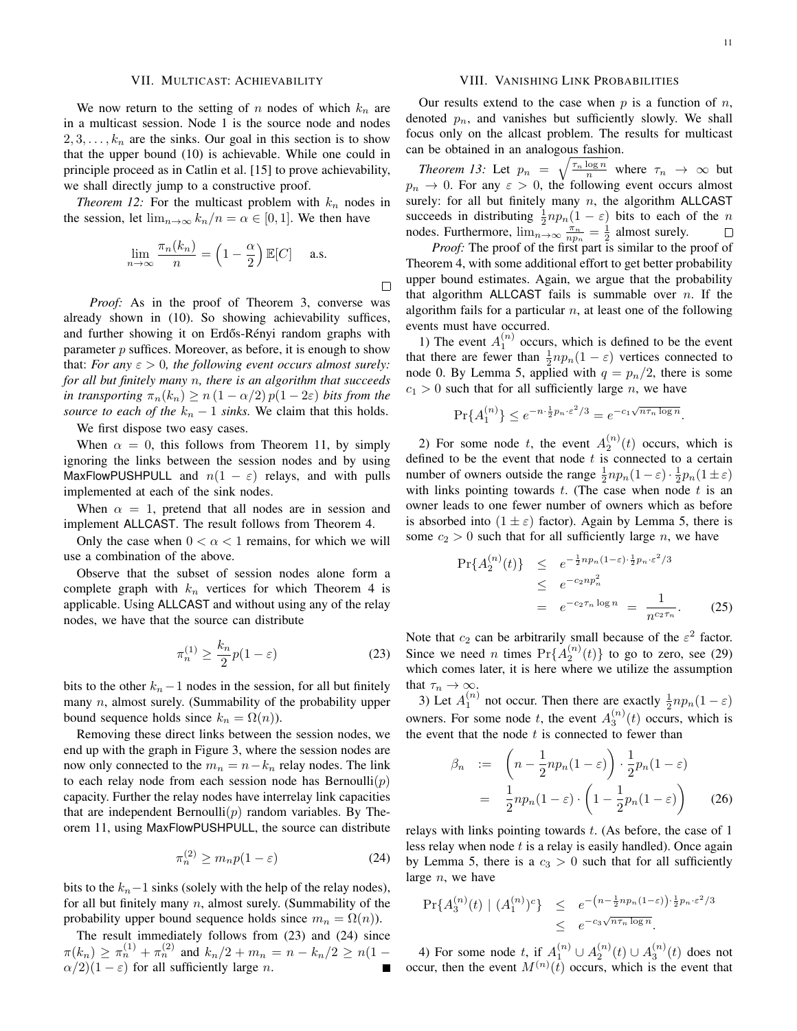## VII. Multicast: Achievability

We now return to the setting of $n$ nodes of which $k_n$ are in a multicast session. Node 1 is the source node and nodes $2, 3, \ldots, k_n$ are the sinks. Our goal in this section is to show that the upper bound (10) is achievable. While one could in principle proceed as in Catlin et al. [15] to prove achievability, we shall directly jump to a constructive proof.

*Theorem 12:* For the multicast problem with $k_n$ nodes in the session, let $\lim_{n\to\infty} k_n/n = \alpha \in [0,1]$. We then have

$$\lim_{n\to\infty} \frac{\pi_n(k_n)}{n} = \left(1 - \frac{\alpha}{2}\right)\mathbb{E}[C] \quad \text{a.s.}$$

□

*Proof:* As in the proof of Theorem 3, converse was already shown in (10). So showing achievability suffices, and further showing it on Erdős-Rényi random graphs with parameter $p$ suffices. Moreover, as before, it is enough to show that: *For any $\varepsilon > 0$, the following event occurs almost surely: for all but finitely many $n$, there is an algorithm that succeeds in transporting $\pi_n(k_n) \geq n\,(1-\alpha/2)\,p(1-2\varepsilon)$ bits from the source to each of the $k_n - 1$ sinks.* We claim that this holds.

We first dispose two easy cases.

When $\alpha = 0$, this follows from Theorem 11, by simply ignoring the links between the session nodes and by using MaxFlowPUSHPULL and $n(1-\varepsilon)$ relays, and with pulls implemented at each of the sink nodes.

When $\alpha = 1$, pretend that all nodes are in session and implement ALLCAST. The result follows from Theorem 4.

Only the case when $0 < \alpha < 1$ remains, for which we will use a combination of the above.

Observe that the subset of session nodes alone form a complete graph with $k_n$ vertices for which Theorem 4 is applicable. Using ALLCAST and without using any of the relay nodes, we have that the source can distribute

$$\pi_n^{(1)} \geq \frac{k_n}{2} p(1-\varepsilon) \tag{23}$$

bits to the other $k_n - 1$ nodes in the session, for all but finitely many $n$, almost surely. (Summability of the probability upper bound sequence holds since $k_n = \Omega(n)$).

Removing these direct links between the session nodes, we end up with the graph in Figure 3, where the session nodes are now only connected to the $m_n = n - k_n$ relay nodes. The link to each relay node from each session node has Bernoulli($p$) capacity. Further the relay nodes have interrelay link capacities that are independent Bernoulli($p$) random variables. By Theorem 11, using MaxFlowPUSHPULL, the source can distribute

$$\pi_n^{(2)} \geq m_n p(1-\varepsilon) \tag{24}$$

bits to the $k_n - 1$ sinks (solely with the help of the relay nodes), for all but finitely many $n$, almost surely. (Summability of the probability upper bound sequence holds since $m_n = \Omega(n)$).

The result immediately follows from (23) and (24) since $\pi(k_n) \geq \pi_n^{(1)} + \pi_n^{(2)}$ and $k_n/2 + m_n = n - k_n/2 \geq n(1 - \alpha/2)(1-\varepsilon)$ for all sufficiently large $n$. ■

## VIII. Vanishing Link Probabilities

Our results extend to the case when $p$ is a function of $n$, denoted $p_n$, and vanishes but sufficiently slowly. We shall focus only on the allcast problem. The results for multicast can be obtained in an analogous fashion.

*Theorem 13:* Let $p_n = \sqrt{\frac{\tau_n \log n}{n}}$ where $\tau_n \to \infty$ but $p_n \to 0$. For any $\varepsilon > 0$, the following event occurs almost surely: for all but finitely many $n$, the algorithm ALLCAST succeeds in distributing $\frac{1}{2} n p_n (1-\varepsilon)$ bits to each of the $n$ nodes. Furthermore, $\lim_{n\to\infty} \frac{\pi_n}{n p_n} = \frac{1}{2}$ almost surely. □

*Proof:* The proof of the first part is similar to the proof of Theorem 4, with some additional effort to get better probability upper bound estimates. Again, we argue that the probability that algorithm ALLCAST fails is summable over $n$. If the algorithm fails for a particular $n$, at least one of the following events must have occurred.

1) The event $A_1^{(n)}$ occurs, which is defined to be the event that there are fewer than $\frac{1}{2} n p_n (1-\varepsilon)$ vertices connected to node 0. By Lemma 5, applied with $q = p_n/2$, there is some $c_1 > 0$ such that for all sufficiently large $n$, we have

$$\Pr\{A_1^{(n)}\} \leq e^{-n \cdot \frac{1}{2} p_n \cdot \varepsilon^2/3} = e^{-c_1 \sqrt{n \tau_n \log n}}.$$

2) For some node $t$, the event $A_2^{(n)}(t)$ occurs, which is defined to be the event that node $t$ is connected to a certain number of owners outside the range $\frac{1}{2} n p_n (1-\varepsilon) \cdot \frac{1}{2} p_n (1 \pm \varepsilon)$ with links pointing towards $t$. (The case when node $t$ is an owner leads to one fewer number of owners which as before is absorbed into $(1 \pm \varepsilon)$ factor). Again by Lemma 5, there is some $c_2 > 0$ such that for all sufficiently large $n$, we have

$$\begin{aligned}
\Pr\{A_2^{(n)}(t)\} &\leq e^{-\frac{1}{2} n p_n (1-\varepsilon) \cdot \frac{1}{2} p_n \cdot \varepsilon^2/3} \\
&\leq e^{-c_2 n p_n^2} \\
&= e^{-c_2 \tau_n \log n} = \frac{1}{n^{c_2 \tau_n}}.
\end{aligned} \tag{25}$$

Note that $c_2$ can be arbitrarily small because of the $\varepsilon^2$ factor. Since we need $n$ times $\Pr\{A_2^{(n)}(t)\}$ to go to zero, see (29) which comes later, it is here where we utilize the assumption that $\tau_n \to \infty$.

3) Let $A_1^{(n)}$ not occur. Then there are exactly $\frac{1}{2} n p_n (1-\varepsilon)$ owners. For some node $t$, the event $A_3^{(n)}(t)$ occurs, which is the event that the node $t$ is connected to fewer than

$$\begin{aligned}
\beta_n &:= \left(n - \frac{1}{2} n p_n (1-\varepsilon)\right) \cdot \frac{1}{2} p_n (1-\varepsilon) \\
&= \frac{1}{2} n p_n (1-\varepsilon) \cdot \left(1 - \frac{1}{2} p_n (1-\varepsilon)\right)
\end{aligned} \tag{26}$$

relays with links pointing towards $t$. (As before, the case of 1 less relay when node $t$ is a relay is easily handled). Once again by Lemma 5, there is a $c_3 > 0$ such that for all sufficiently large $n$, we have

$$\begin{aligned}
\Pr\{A_3^{(n)}(t) \mid (A_1^{(n)})^c\} &\leq e^{-\left(n - \frac{1}{2} n p_n (1-\varepsilon)\right) \cdot \frac{1}{2} p_n \cdot \varepsilon^2/3} \\
&\leq e^{-c_3 \sqrt{n \tau_n \log n}}.
\end{aligned}$$

4) For some node $t$, if $A_1^{(n)} \cup A_2^{(n)}(t) \cup A_3^{(n)}(t)$ does not occur, then the event $M^{(n)}(t)$ occurs, which is the event that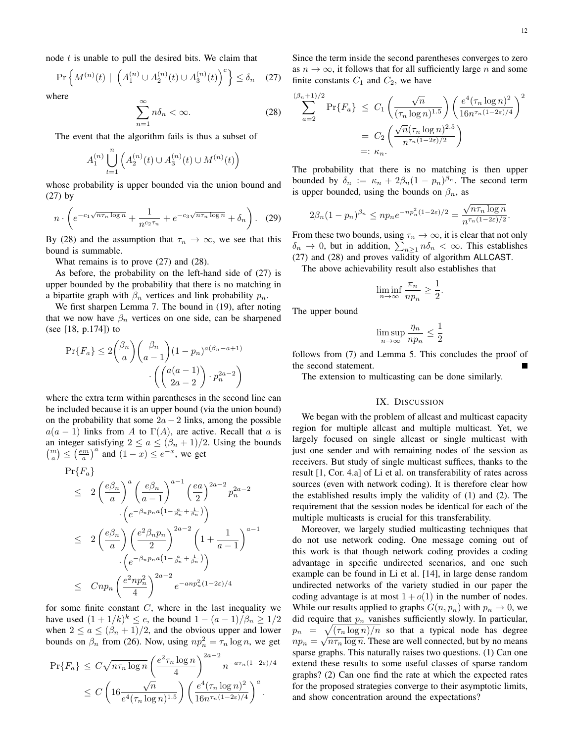node $t$ is unable to pull the desired bits. We claim that

$$\Pr\left\{M^{(n)}(t) \mid \left(A_1^{(n)} \cup A_2^{(n)}(t) \cup A_3^{(n)}(t)\right)^c\right\} \le \delta_n \quad (27)$$

where

$$\sum_{n=1}^{\infty} n\delta_n < \infty. \quad (28)$$

The event that the algorithm fails is thus a subset of

$$A_1^{(n)} \bigcup_{t=1}^{n} \left(A_2^{(n)}(t) \cup A_3^{(n)}(t) \cup M^{(n)}(t)\right)$$

whose probability is upper bounded via the union bound and (27) by

$$n \cdot \left(e^{-c_1\sqrt{n\tau_n \log n}} + \frac{1}{n^{c_2\tau_n}} + e^{-c_3\sqrt{n\tau_n \log n}} + \delta_n\right). \quad (29)$$

By (28) and the assumption that $\tau_n \to \infty$, we see that this bound is summable.

What remains is to prove (27) and (28).

As before, the probability on the left-hand side of (27) is upper bounded by the probability that there is no matching in a bipartite graph with $\beta_n$ vertices and link probability $p_n$.

We first sharpen Lemma 7. The bound in (19), after noting that we now have $\beta_n$ vertices on one side, can be sharpened (see [18, p.174]) to

$$\Pr\{F_a\} \le 2\binom{\beta_n}{a}\binom{\beta_n}{a-1}(1-p_n)^{a(\beta_n-a+1)} \cdot \left(\binom{a(a-1)}{2a-2} \cdot p_n^{2a-2}\right)$$

where the extra term within parentheses in the second line can be included because it is an upper bound (via the union bound) on the probability that some $2a-2$ links, among the possible $a(a-1)$ links from $A$ to $\Gamma(A)$, are active. Recall that $a$ is an integer satisfying $2 \le a \le (\beta_n+1)/2$. Using the bounds $\binom{m}{a} \le \left(\frac{em}{a}\right)^a$ and $(1-x) \le e^{-x}$, we get

$$\begin{aligned}
&\Pr\{F_a\} \\
&\le 2\left(\frac{e\beta_n}{a}\right)^a \left(\frac{e\beta_n}{a-1}\right)^{a-1} \left(\frac{ea}{2}\right)^{2a-2} p_n^{2a-2} \\
&\qquad \cdot \left(e^{-\beta_n p_n a\left(1-\frac{a}{\beta_n}+\frac{1}{\beta_n}\right)}\right) \\
&\le 2\left(\frac{e\beta_n}{a}\right)\left(\frac{e^2\beta_n p_n}{2}\right)^{2a-2}\left(1+\frac{1}{a-1}\right)^{a-1} \\
&\qquad \cdot \left(e^{-\beta_n p_n a\left(1-\frac{a}{\beta_n}+\frac{1}{\beta_n}\right)}\right) \\
&\le Cnp_n\left(\frac{e^2 np_n^2}{4}\right)^{2a-2} e^{-anp_n^2(1-2\varepsilon)/4}
\end{aligned}$$

for some finite constant $C$, where in the last inequality we have used $(1+1/k)^k \le e$, the bound $1-(a-1)/\beta_n \ge 1/2$ when $2 \le a \le (\beta_n+1)/2$, and the obvious upper and lower bounds on $\beta_n$ from (26). Now, using $np_n^2 = \tau_n \log n$, we get

$$\begin{aligned}
\Pr\{F_a\} &\le C\sqrt{n\tau_n \log n}\left(\frac{e^2\tau_n \log n}{4}\right)^{2a-2} n^{-a\tau_n(1-2\varepsilon)/4} \\
&\le C\left(16\frac{\sqrt{n}}{e^4(\tau_n \log n)^{1.5}}\right)\left(\frac{e^4(\tau_n \log n)^2}{16n^{\tau_n(1-2\varepsilon)/4}}\right)^a.
\end{aligned}$$

Since the term inside the second parentheses converges to zero as $n \to \infty$, it follows that for all sufficiently large $n$ and some finite constants $C_1$ and $C_2$, we have

$$\begin{aligned}
\sum_{a=2}^{(\beta_n+1)/2} \Pr\{F_a\} &\le C_1\left(\frac{\sqrt{n}}{(\tau_n \log n)^{1.5}}\right)\left(\frac{e^4(\tau_n \log n)^2}{16n^{\tau_n(1-2\varepsilon)/4}}\right)^2 \\
&= C_2\left(\frac{\sqrt{n}(\tau_n \log n)^{2.5}}{n^{\tau_n(1-2\varepsilon)/2}}\right) \\
&=: \kappa_n.
\end{aligned}$$

The probability that there is no matching is then upper bounded by $\delta_n := \kappa_n + 2\beta_n(1-p_n)^{\beta_n}$. The second term is upper bounded, using the bounds on $\beta_n$, as

$$2\beta_n(1-p_n)^{\beta_n} \le np_n e^{-np_n^2(1-2\varepsilon)/2} = \frac{\sqrt{n\tau_n \log n}}{n^{\tau_n(1-2\varepsilon)/2}}.$$

From these two bounds, using $\tau_n \to \infty$, it is clear that not only $\delta_n \to 0$, but in addition, $\sum_{n\ge1} n\delta_n < \infty$. This establishes (27) and (28) and proves validity of algorithm ALLCAST.

The above achievability result also establishes that

$$\liminf_{n\to\infty} \frac{\pi_n}{np_n} \ge \frac{1}{2}.$$

The upper bound

$$\limsup_{n\to\infty} \frac{\eta_n}{np_n} \le \frac{1}{2}$$

follows from (7) and Lemma 5. This concludes the proof of the second statement. ■

The extension to multicasting can be done similarly.

## IX. Discussion

We began with the problem of allcast and multicast capacity region for multiple allcast and multiple multicast. Yet, we largely focused on single allcast or single multicast with just one sender and with remaining nodes of the session as receivers. But study of single multicast suffices, thanks to the result [1, Cor. 4.a] of Li et al. on transferability of rates across sources (even with network coding). It is therefore clear how the established results imply the validity of (1) and (2). The requirement that the session nodes be identical for each of the multiple multicasts is crucial for this transferability.

Moreover, we largely studied multicasting techniques that do not use network coding. One message coming out of this work is that though network coding provides a coding advantage in specific undirected scenarios, and one such example can be found in Li et al. [14], in large dense random undirected networks of the variety studied in our paper the coding advantage is at most $1+o(1)$ in the number of nodes. While our results applied to graphs $G(n,p_n)$ with $p_n \to 0$, we did require that $p_n$ vanishes sufficiently slowly. In particular, $p_n = \sqrt{(\tau_n \log n)/n}$ so that a typical node has degree $np_n = \sqrt{n\tau_n \log n}$. These are well connected, but by no means sparse graphs. This naturally raises two questions. (1) Can one extend these results to some useful classes of sparse random graphs? (2) Can one find the rate at which the expected rates for the proposed strategies converge to their asymptotic limits, and show concentration around the expectations?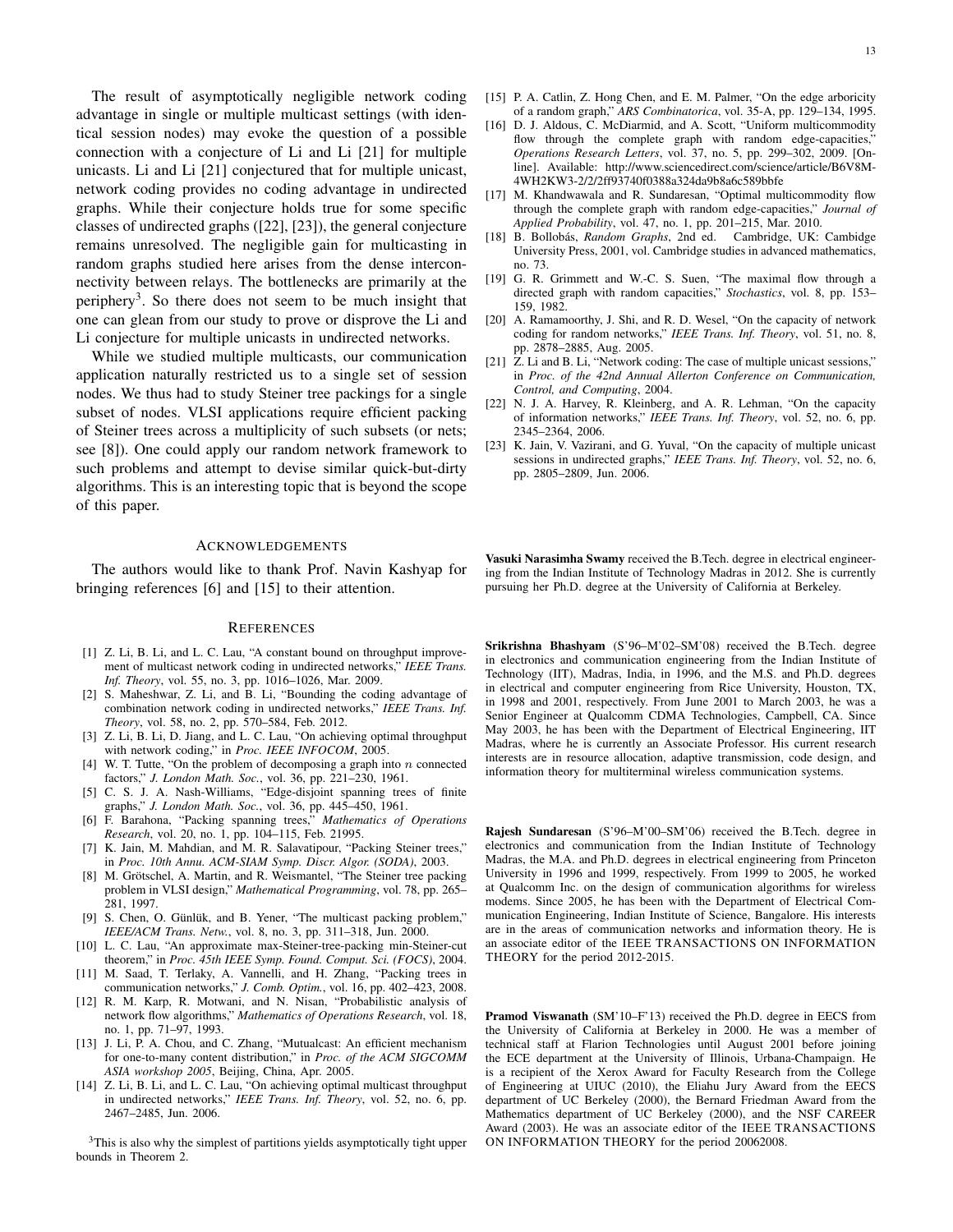The result of asymptotically negligible network coding advantage in single or multiple multicast settings (with identical session nodes) may evoke the question of a possible connection with a conjecture of Li and Li [21] for multiple unicasts. Li and Li [21] conjectured that for multiple unicast, network coding provides no coding advantage in undirected graphs. While their conjecture holds true for some specific classes of undirected graphs ([22], [23]), the general conjecture remains unresolved. The negligible gain for multicasting in random graphs studied here arises from the dense interconnectivity between relays. The bottlenecks are primarily at the periphery[3]. So there does not seem to be much insight that one can glean from our study to prove or disprove the Li and Li conjecture for multiple unicasts in undirected networks.

While we studied multiple multicasts, our communication application naturally restricted us to a single set of session nodes. We thus had to study Steiner tree packings for a single subset of nodes. VLSI applications require efficient packing of Steiner trees across a multiplicity of such subsets (or nets; see [8]). One could apply our random network framework to such problems and attempt to devise similar quick-but-dirty algorithms. This is an interesting topic that is beyond the scope of this paper.

## Acknowledgements

The authors would like to thank Prof. Navin Kashyap for bringing references [6] and [15] to their attention.

## References

[1] Z. Li, B. Li, and L. C. Lau, "A constant bound on throughput improvement of multicast network coding in undirected networks," *IEEE Trans. Inf. Theory*, vol. 55, no. 3, pp. 1016–1026, Mar. 2009.

[2] S. Maheshwar, Z. Li, and B. Li, "Bounding the coding advantage of combination network coding in undirected networks," *IEEE Trans. Inf. Theory*, vol. 58, no. 2, pp. 570–584, Feb. 2012.

[3] Z. Li, B. Li, D. Jiang, and L. C. Lau, "On achieving optimal throughput with network coding," in *Proc. IEEE INFOCOM*, 2005.

[4] W. T. Tutte, "On the problem of decomposing a graph into $n$ connected factors," *J. London Math. Soc.*, vol. 36, pp. 221–230, 1961.

[5] C. S. J. A. Nash-Williams, "Edge-disjoint spanning trees of finite graphs," *J. London Math. Soc.*, vol. 36, pp. 445–450, 1961.

[6] F. Barahona, "Packing spanning trees," *Mathematics of Operations Research*, vol. 20, no. 1, pp. 104–115, Feb. 21995.

[7] K. Jain, M. Mahdian, and M. R. Salavatipour, "Packing Steiner trees," in *Proc. 10th Annu. ACM-SIAM Symp. Discr. Algor. (SODA)*, 2003.

[8] M. Grötschel, A. Martin, and R. Weismantel, "The Steiner tree packing problem in VLSI design," *Mathematical Programming*, vol. 78, pp. 265–281, 1997.

[9] S. Chen, O. Günlük, and B. Yener, "The multicast packing problem," *IEEE/ACM Trans. Netw.*, vol. 8, no. 3, pp. 311–318, Jun. 2000.

[10] L. C. Lau, "An approximate max-Steiner-tree-packing min-Steiner-cut theorem," in *Proc. 45th IEEE Symp. Found. Comput. Sci. (FOCS)*, 2004.

[11] M. Saad, T. Terlaky, A. Vannelli, and H. Zhang, "Packing trees in communication networks," *J. Comb. Optim.*, vol. 16, pp. 402–423, 2008.

[12] R. M. Karp, R. Motwani, and N. Nisan, "Probabilistic analysis of network flow algorithms," *Mathematics of Operations Research*, vol. 18, no. 1, pp. 71–97, 1993.

[13] J. Li, P. A. Chou, and C. Zhang, "Mutualcast: An efficient mechanism for one-to-many content distribution," in *Proc. of the ACM SIGCOMM ASIA workshop 2005*, Beijing, China, Apr. 2005.

[14] Z. Li, B. Li, and L. C. Lau, "On achieving optimal multicast throughput in undirected networks," *IEEE Trans. Inf. Theory*, vol. 52, no. 6, pp. 2467–2485, Jun. 2006.

[15] P. A. Catlin, Z. Hong Chen, and E. M. Palmer, "On the edge arboricity of a random graph," *ARS Combinatorica*, vol. 35-A, pp. 129–134, 1995.

[16] D. J. Aldous, C. McDiarmid, and A. Scott, "Uniform multicommodity flow through the complete graph with random edge-capacities," *Operations Research Letters*, vol. 37, no. 5, pp. 299–302, 2009. [Online]. Available: http://www.sciencedirect.com/science/article/B6V8M-4WH2KW3-2/2/2ff93740f0388a324da9b8a6c589bbfe

[17] M. Khandwawala and R. Sundaresan, "Optimal multicommodity flow through the complete graph with random edge-capacities," *Journal of Applied Probability*, vol. 47, no. 1, pp. 201–215, Mar. 2010.

[18] B. Bollobás, *Random Graphs*, 2nd ed. Cambridge, UK: Cambridge University Press, 2001, vol. Cambridge studies in advanced mathematics, no. 73.

[19] G. R. Grimmett and W.-C. S. Suen, "The maximal flow through a directed graph with random capacities," *Stochastics*, vol. 8, pp. 153–159, 1982.

[20] A. Ramamoorthy, J. Shi, and R. D. Wesel, "On the capacity of network coding for random networks," *IEEE Trans. Inf. Theory*, vol. 51, no. 8, pp. 2878–2885, Aug. 2005.

[21] Z. Li and B. Li, "Network coding: The case of multiple unicast sessions," in *Proc. of the 42nd Annual Allerton Conference on Communication, Control, and Computing*, 2004.

[22] N. J. A. Harvey, R. Kleinberg, and A. R. Lehman, "On the capacity of information networks," *IEEE Trans. Inf. Theory*, vol. 52, no. 6, pp. 2345–2364, 2006.

[23] K. Jain, V. Vazirani, and G. Yuval, "On the capacity of multiple unicast sessions in undirected graphs," *IEEE Trans. Inf. Theory*, vol. 52, no. 6, pp. 2805–2809, Jun. 2006.

[3]This is also why the simplest of partitions yields asymptotically tight upper bounds in Theorem 2.

**Vasuki Narasimha Swamy** received the B.Tech. degree in electrical engineering from the Indian Institute of Technology Madras in 2012. She is currently pursuing her Ph.D. degree at the University of California at Berkeley.

**Srikrishna Bhashyam** (S'96–M'02–SM'08) received the B.Tech. degree in electronics and communication engineering from the Indian Institute of Technology (IIT), Madras, India, in 1996, and the M.S. and Ph.D. degrees in electrical and computer engineering from Rice University, Houston, TX, in 1998 and 2001, respectively. From June 2001 to March 2003, he was a Senior Engineer at Qualcomm CDMA Technologies, Campbell, CA. Since May 2003, he has been with the Department of Electrical Engineering, IIT Madras, where he is currently an Associate Professor. His current research interests are in resource allocation, adaptive transmission, code design, and information theory for multiterminal wireless communication systems.

**Rajesh Sundaresan** (S'96–M'00–SM'06) received the B.Tech. degree in electronics and communication from the Indian Institute of Technology Madras, the M.A. and Ph.D. degrees in electrical engineering from Princeton University in 1996 and 1999, respectively. From 1999 to 2005, he worked at Qualcomm Inc. on the design of communication algorithms for wireless modems. Since 2005, he has been with the Department of Electrical Communication Engineering, Indian Institute of Science, Bangalore. His interests are in the areas of communication networks and information theory. He is an associate editor of the IEEE TRANSACTIONS ON INFORMATION THEORY for the period 2012-2015.

**Pramod Viswanath** (SM'10–F'13) received the Ph.D. degree in EECS from the University of California at Berkeley in 2000. He was a member of technical staff at Flarion Technologies until August 2001 before joining the ECE department at the University of Illinois, Urbana-Champaign. He is a recipient of the Xerox Award for Faculty Research from the College of Engineering at UIUC (2010), the Eliahu Jury Award from the EECS department of UC Berkeley (2000), the Bernard Friedman Award from the Mathematics department of UC Berkeley (2000), and the NSF CAREER Award (2003). He was an associate editor of the IEEE TRANSACTIONS ON INFORMATION THEORY for the period 20062008.